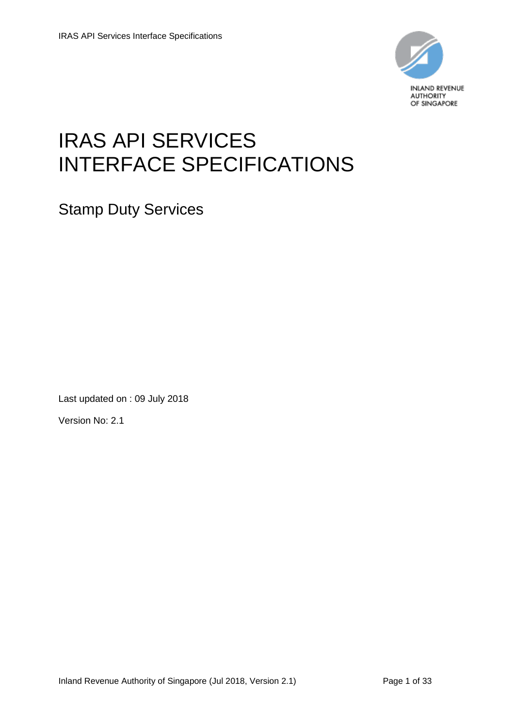# IRAS API SERVICES INTERFACE SPECIFICATIONS

## Stamp Duty Services

Last updated on : 09 July 2018

Version No: 2.1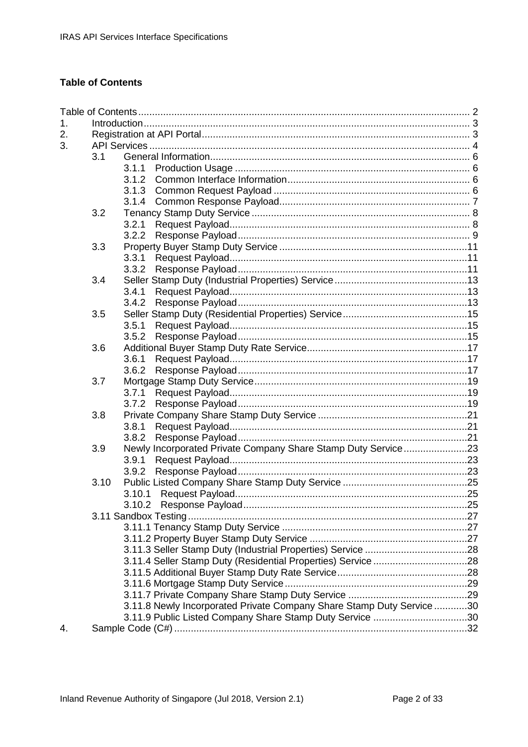**Table of Contents**

- Table of Contents ..... 2
- 1. Introduction ..... 3
- 2. Registration at API Portal ..... 3
- 3. API Services ..... 4
  - 3.1 General Information ..... 6
    - 3.1.1 Production Usage ..... 6
    - 3.1.2 Common Interface Information ..... 6
    - 3.1.3 Common Request Payload ..... 6
    - 3.1.4 Common Response Payload ..... 7
  - 3.2 Tenancy Stamp Duty Service ..... 8
    - 3.2.1 Request Payload ..... 8
    - 3.2.2 Response Payload ..... 9
  - 3.3 Property Buyer Stamp Duty Service ..... 11
    - 3.3.1 Request Payload ..... 11
    - 3.3.2 Response Payload ..... 11
  - 3.4 Seller Stamp Duty (Industrial Properties) Service ..... 13
    - 3.4.1 Request Payload ..... 13
    - 3.4.2 Response Payload ..... 13
  - 3.5 Seller Stamp Duty (Residential Properties) Service ..... 15
    - 3.5.1 Request Payload ..... 15
    - 3.5.2 Response Payload ..... 15
  - 3.6 Additional Buyer Stamp Duty Rate Service ..... 17
    - 3.6.1 Request Payload ..... 17
    - 3.6.2 Response Payload ..... 17
  - 3.7 Mortgage Stamp Duty Service ..... 19
    - 3.7.1 Request Payload ..... 19
    - 3.7.2 Response Payload ..... 19
  - 3.8 Private Company Share Stamp Duty Service ..... 21
    - 3.8.1 Request Payload ..... 21
    - 3.8.2 Response Payload ..... 21
  - 3.9 Newly Incorporated Private Company Share Stamp Duty Service ..... 23
    - 3.9.1 Request Payload ..... 23
    - 3.9.2 Response Payload ..... 23
  - 3.10 Public Listed Company Share Stamp Duty Service ..... 25
    - 3.10.1 Request Payload ..... 25
    - 3.10.2 Response Payload ..... 25
  - 3.11 Sandbox Testing ..... 27
    - 3.11.1 Tenancy Stamp Duty Service ..... 27
    - 3.11.2 Property Buyer Stamp Duty Service ..... 27
    - 3.11.3 Seller Stamp Duty (Industrial Properties) Service ..... 28
    - 3.11.4 Seller Stamp Duty (Residential Properties) Service ..... 28
    - 3.11.5 Additional Buyer Stamp Duty Rate Service ..... 28
    - 3.11.6 Mortgage Stamp Duty Service ..... 29
    - 3.11.7 Private Company Share Stamp Duty Service ..... 29
    - 3.11.8 Newly Incorporated Private Company Share Stamp Duty Service ..... 30
    - 3.11.9 Public Listed Company Share Stamp Duty Service ..... 30
- 4. Sample Code (C#) ..... 32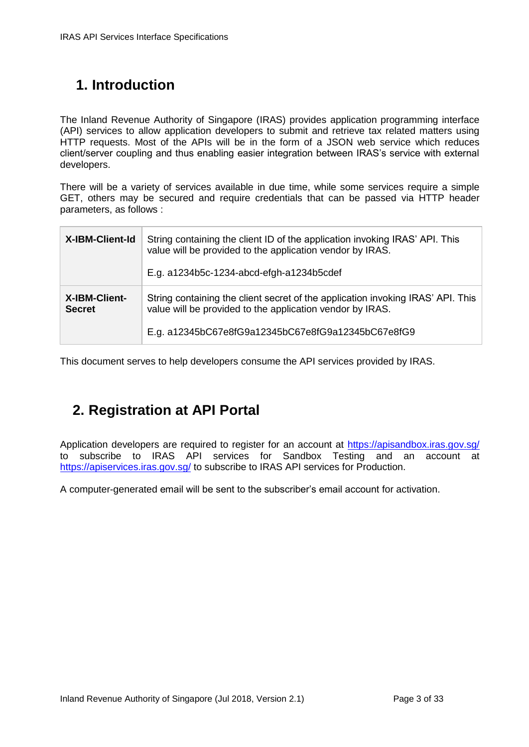# 1. Introduction

The Inland Revenue Authority of Singapore (IRAS) provides application programming interface (API) services to allow application developers to submit and retrieve tax related matters using HTTP requests. Most of the APIs will be in the form of a JSON web service which reduces client/server coupling and thus enabling easier integration between IRAS's service with external developers.

There will be a variety of services available in due time, while some services require a simple GET, others may be secured and require credentials that can be passed via HTTP header parameters, as follows :

| | |
|---|---|
| **X-IBM-Client-Id** | String containing the client ID of the application invoking IRAS' API. This value will be provided to the application vendor by IRAS.<br><br>E.g. a1234b5c-1234-abcd-efgh-a1234b5cdef |
| **X-IBM-Client-Secret** | String containing the client secret of the application invoking IRAS' API. This value will be provided to the application vendor by IRAS.<br><br>E.g. a12345bC67e8fG9a12345bC67e8fG9a12345bC67e8fG9 |

This document serves to help developers consume the API services provided by IRAS.

# 2. Registration at API Portal

Application developers are required to register for an account at https://apisandbox.iras.gov.sg/ to subscribe to IRAS API services for Sandbox Testing and an account at https://apiservices.iras.gov.sg/ to subscribe to IRAS API services for Production.

A computer-generated email will be sent to the subscriber's email account for activation.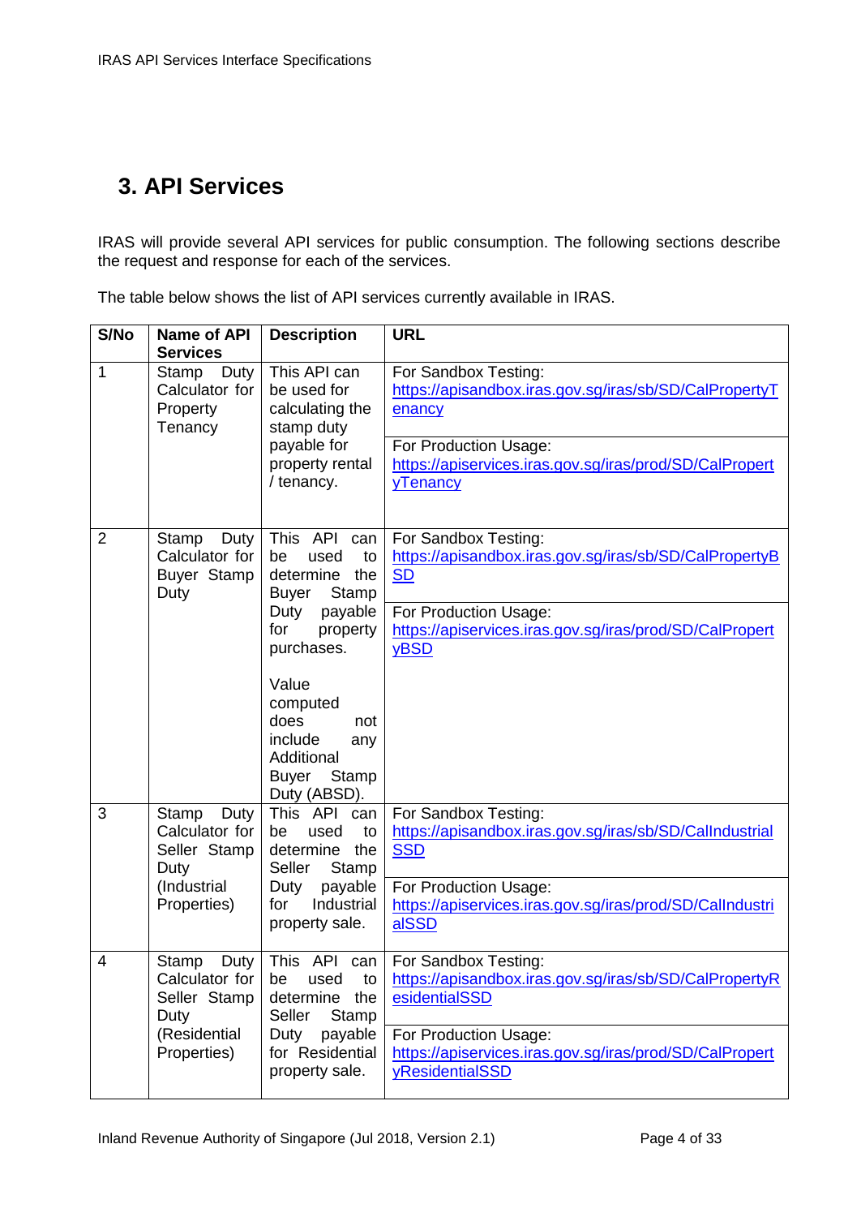# 3. API Services

IRAS will provide several API services for public consumption. The following sections describe the request and response for each of the services.

The table below shows the list of API services currently available in IRAS.

| S/No | Name of API Services | Description | URL |
|---|---|---|---|
| 1 | Stamp Duty Calculator for Property Tenancy | This API can be used for calculating the stamp duty payable for property rental / tenancy. | For Sandbox Testing: https://apisandbox.iras.gov.sg/iras/sb/SD/CalPropertyTenancy<br><br>For Production Usage: https://apiservices.iras.gov.sg/iras/prod/SD/CalPropertyTenancy |
| 2 | Stamp Duty Calculator for Buyer Stamp Duty | This API can be used to determine the Buyer Stamp Duty payable for property purchases.<br><br>Value computed does not include any Additional Buyer Stamp Duty (ABSD). | For Sandbox Testing: https://apisandbox.iras.gov.sg/iras/sb/SD/CalPropertyBSD<br><br>For Production Usage: https://apiservices.iras.gov.sg/iras/prod/SD/CalPropertyBSD |
| 3 | Stamp Duty Calculator for Seller Stamp Duty (Industrial Properties) | This API can be used to determine the Seller Stamp Duty payable for Industrial property sale. | For Sandbox Testing: https://apisandbox.iras.gov.sg/iras/sb/SD/CalIndustrialSSD<br><br>For Production Usage: https://apiservices.iras.gov.sg/iras/prod/SD/CalIndustrialSSD |
| 4 | Stamp Duty Calculator for Seller Stamp Duty (Residential Properties) | This API can be used to determine the Seller Stamp Duty payable for Residential property sale. | For Sandbox Testing: https://apisandbox.iras.gov.sg/iras/sb/SD/CalPropertyResidentialSSD<br><br>For Production Usage: https://apiservices.iras.gov.sg/iras/prod/SD/CalPropertyResidentialSSD |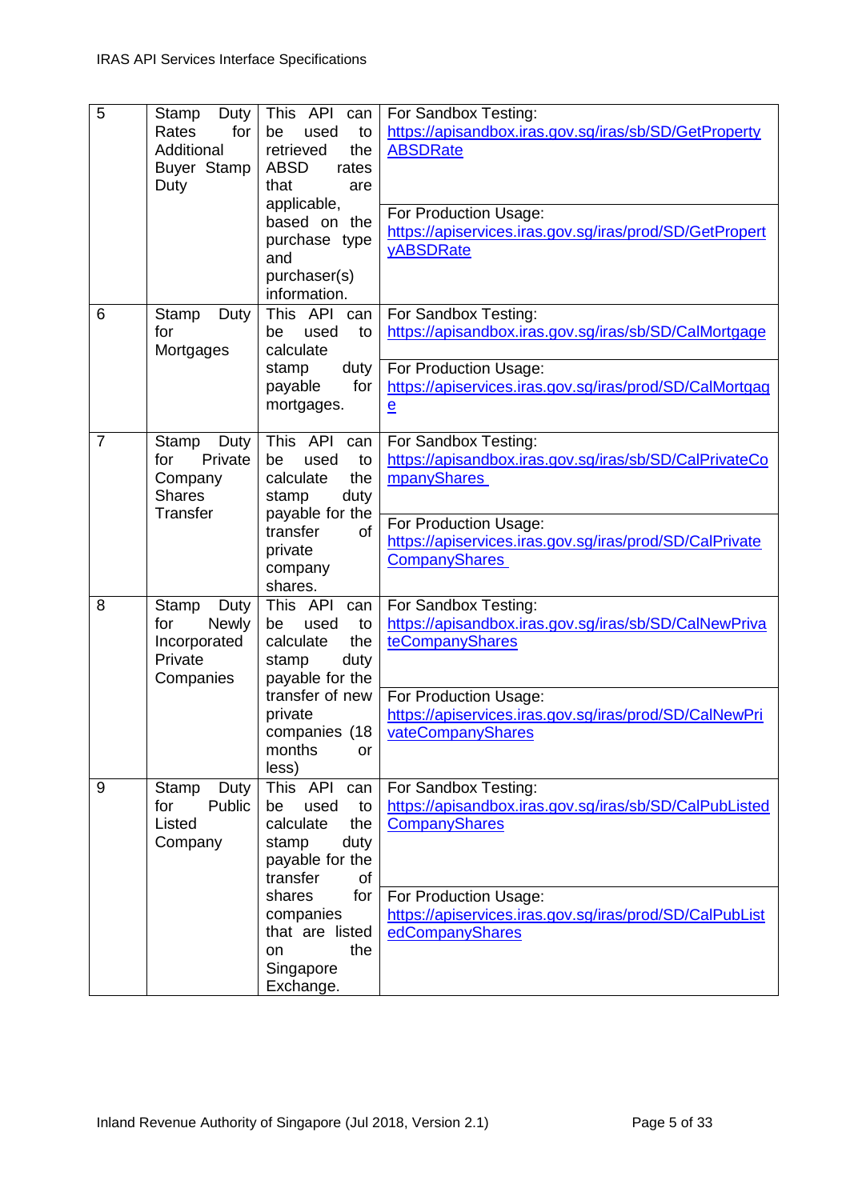| 5 | Stamp Duty Rates for Additional Buyer Stamp Duty | This API can be used to retrieved the ABSD rates that are applicable, based on the purchase type and purchaser(s) information. | For Sandbox Testing: https://apisandbox.iras.gov.sg/iras/sb/SD/GetPropertyABSDRate<br><br>For Production Usage: https://apiservices.iras.gov.sg/iras/prod/SD/GetPropertyABSDRate |
|---|---|---|---|
| 6 | Stamp Duty for Mortgages | This API can be used to calculate stamp duty payable for mortgages. | For Sandbox Testing: https://apisandbox.iras.gov.sg/iras/sb/SD/CalMortgage<br><br>For Production Usage: https://apiservices.iras.gov.sg/iras/prod/SD/CalMortgage |
| 7 | Stamp Duty for Private Company Shares Transfer | This API can be used to calculate the stamp duty payable for the transfer of private company shares. | For Sandbox Testing: https://apisandbox.iras.gov.sg/iras/sb/SD/CalPrivateCompanyShares<br><br>For Production Usage: https://apiservices.iras.gov.sg/iras/prod/SD/CalPrivateCompanyShares |
| 8 | Stamp Duty for Newly Incorporated Private Companies | This API can be used to calculate the stamp duty payable for the transfer of new private companies (18 months or less) | For Sandbox Testing: https://apisandbox.iras.gov.sg/iras/sb/SD/CalNewPrivateCompanyShares<br><br>For Production Usage: https://apiservices.iras.gov.sg/iras/prod/SD/CalNewPrivateCompanyShares |
| 9 | Stamp Duty for Public Listed Company | This API can be used to calculate the stamp duty payable for the transfer of shares for companies that are listed on the Singapore Exchange. | For Sandbox Testing: https://apisandbox.iras.gov.sg/iras/sb/SD/CalPubListedCompanyShares<br><br>For Production Usage: https://apiservices.iras.gov.sg/iras/prod/SD/CalPubListedCompanyShares |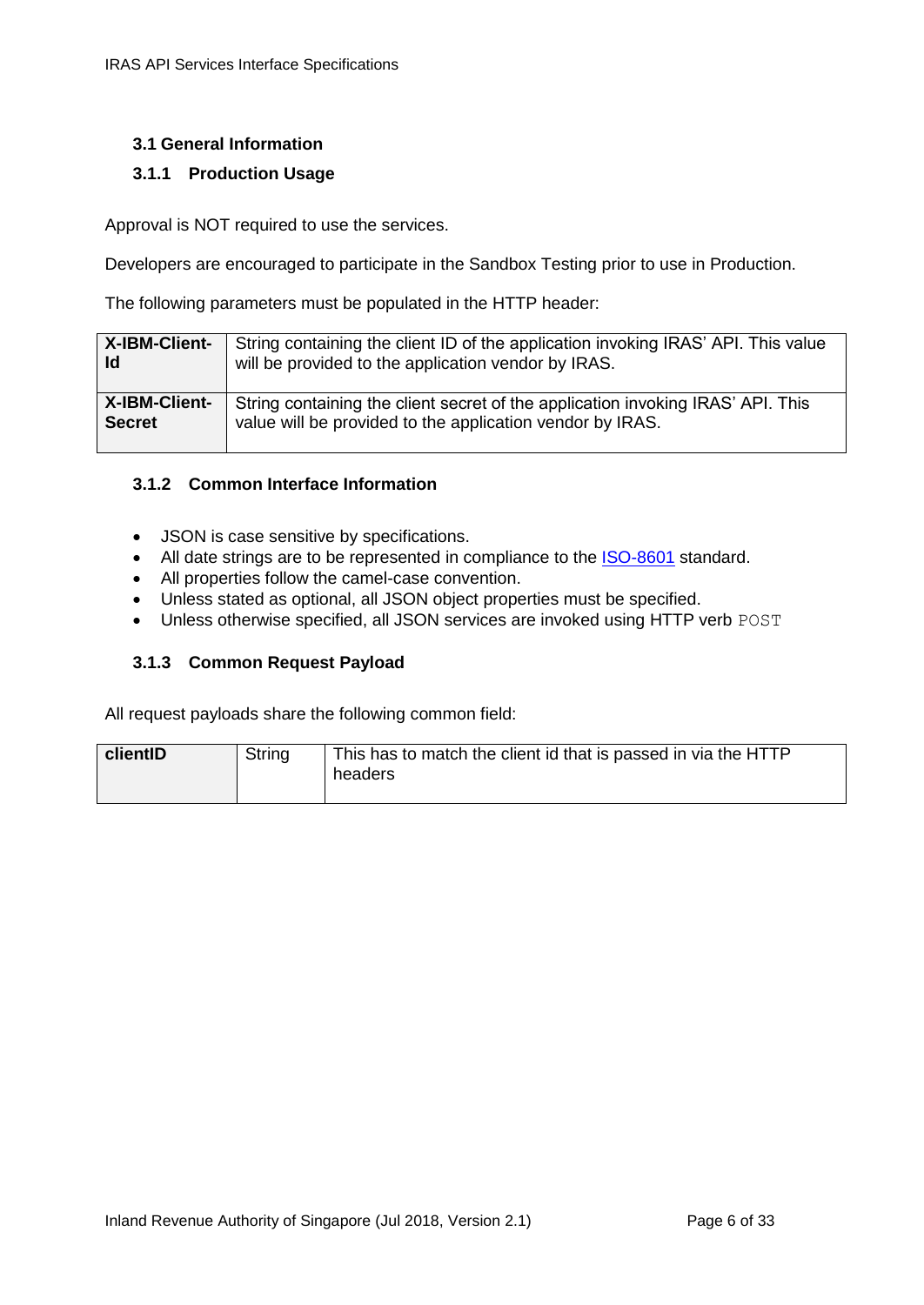### 3.1 General Information

#### 3.1.1 Production Usage

Approval is NOT required to use the services.

Developers are encouraged to participate in the Sandbox Testing prior to use in Production.

The following parameters must be populated in the HTTP header:

| | |
|---|---|
| **X-IBM-Client-Id** | String containing the client ID of the application invoking IRAS' API. This value will be provided to the application vendor by IRAS. |
| **X-IBM-Client-Secret** | String containing the client secret of the application invoking IRAS' API. This value will be provided to the application vendor by IRAS. |

#### 3.1.2 Common Interface Information

- JSON is case sensitive by specifications.
- All date strings are to be represented in compliance to the ISO-8601 standard.
- All properties follow the camel-case convention.
- Unless stated as optional, all JSON object properties must be specified.
- Unless otherwise specified, all JSON services are invoked using HTTP verb `POST`

#### 3.1.3 Common Request Payload

All request payloads share the following common field:

| | | |
|---|---|---|
| **clientID** | String | This has to match the client id that is passed in via the HTTP headers |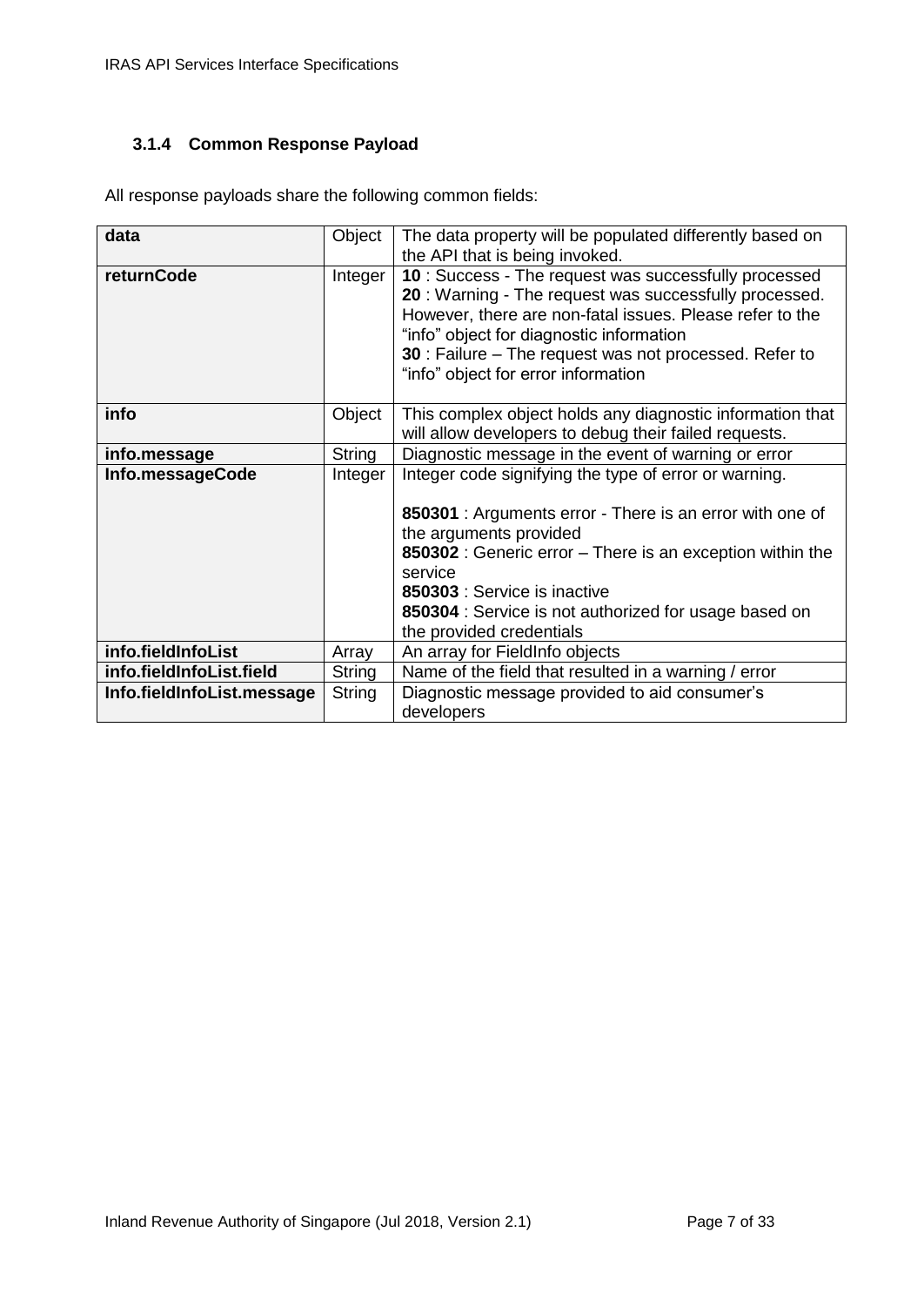### 3.1.4 Common Response Payload

All response payloads share the following common fields:

| | | |
|---|---|---|
| **data** | Object | The data property will be populated differently based on the API that is being invoked. |
| **returnCode** | Integer | **10** : Success - The request was successfully processed<br>**20** : Warning - The request was successfully processed. However, there are non-fatal issues. Please refer to the “info” object for diagnostic information<br>**30** : Failure – The request was not processed. Refer to “info” object for error information |
| **info** | Object | This complex object holds any diagnostic information that will allow developers to debug their failed requests. |
| **info.message** | String | Diagnostic message in the event of warning or error |
| **Info.messageCode** | Integer | Integer code signifying the type of error or warning.<br><br>**850301** : Arguments error - There is an error with one of the arguments provided<br>**850302** : Generic error – There is an exception within the service<br>**850303** : Service is inactive<br>**850304** : Service is not authorized for usage based on the provided credentials |
| **info.fieldInfoList** | Array | An array for FieldInfo objects |
| **info.fieldInfoList.field** | String | Name of the field that resulted in a warning / error |
| **Info.fieldInfoList.message** | String | Diagnostic message provided to aid consumer’s developers |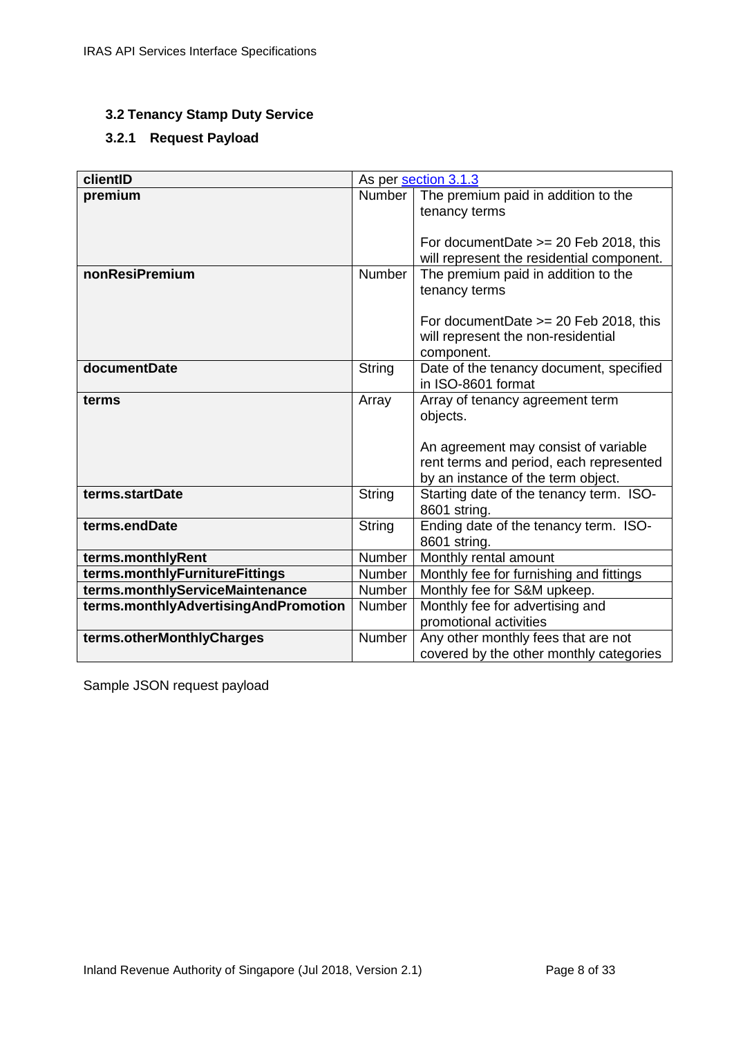## 3.2 Tenancy Stamp Duty Service

### 3.2.1 Request Payload

| clientID | As per section 3.1.3 | |
|---|---|---|
| premium | Number | The premium paid in addition to the tenancy terms<br><br>For documentDate >= 20 Feb 2018, this will represent the residential component. |
| nonResiPremium | Number | The premium paid in addition to the tenancy terms<br><br>For documentDate >= 20 Feb 2018, this will represent the non-residential component. |
| documentDate | String | Date of the tenancy document, specified in ISO-8601 format |
| terms | Array | Array of tenancy agreement term objects.<br><br>An agreement may consist of variable rent terms and period, each represented by an instance of the term object. |
| terms.startDate | String | Starting date of the tenancy term. ISO-8601 string. |
| terms.endDate | String | Ending date of the tenancy term. ISO-8601 string. |
| terms.monthlyRent | Number | Monthly rental amount |
| terms.monthlyFurnitureFittings | Number | Monthly fee for furnishing and fittings |
| terms.monthlyServiceMaintenance | Number | Monthly fee for S&M upkeep. |
| terms.monthlyAdvertisingAndPromotion | Number | Monthly fee for advertising and promotional activities |
| terms.otherMonthlyCharges | Number | Any other monthly fees that are not covered by the other monthly categories |

Sample JSON request payload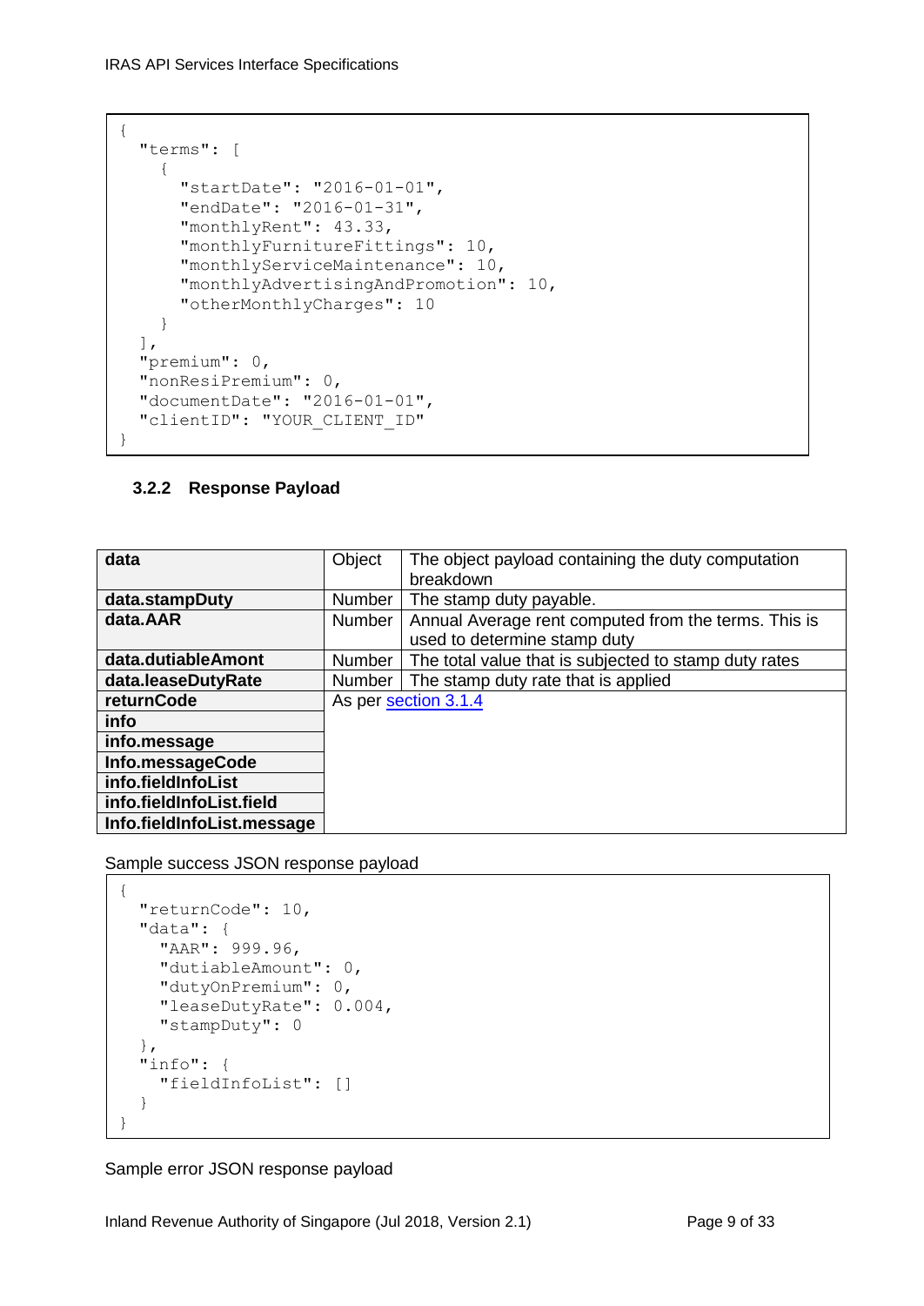```
{
  "terms": [
    {
      "startDate": "2016-01-01",
      "endDate": "2016-01-31",
      "monthlyRent": 43.33,
      "monthlyFurnitureFittings": 10,
      "monthlyServiceMaintenance": 10,
      "monthlyAdvertisingAndPromotion": 10,
      "otherMonthlyCharges": 10
    }
  ],
  "premium": 0,
  "nonResiPremium": 0,
  "documentDate": "2016-01-01",
  "clientID": "YOUR_CLIENT_ID"
}
```

### 3.2.2 Response Payload

| | | |
|---|---|---|
| **data** | Object | The object payload containing the duty computation breakdown |
| **data.stampDuty** | Number | The stamp duty payable. |
| **data.AAR** | Number | Annual Average rent computed from the terms. This is used to determine stamp duty |
| **data.dutiableAmont** | Number | The total value that is subjected to stamp duty rates |
| **data.leaseDutyRate** | Number | The stamp duty rate that is applied |
| **returnCode** | As per section 3.1.4 | |
| **info** | | |
| **info.message** | | |
| **Info.messageCode** | | |
| **info.fieldInfoList** | | |
| **info.fieldInfoList.field** | | |
| **Info.fieldInfoList.message** | | |

Sample success JSON response payload

```
{
  "returnCode": 10,
  "data": {
    "AAR": 999.96,
    "dutiableAmount": 0,
    "dutyOnPremium": 0,
    "leaseDutyRate": 0.004,
    "stampDuty": 0
  },
  "info": {
    "fieldInfoList": []
  }
}
```

Sample error JSON response payload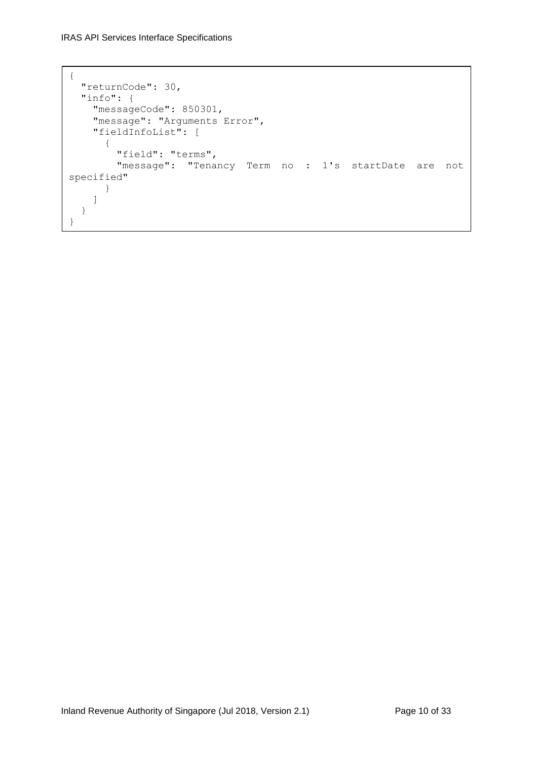```
{
  "returnCode": 30,
  "info": {
    "messageCode": 850301,
    "message": "Arguments Error",
    "fieldInfoList": [
      {
        "field": "terms",
        "message": "Tenancy Term no : 1's startDate are not specified"
      }
    ]
  }
}
```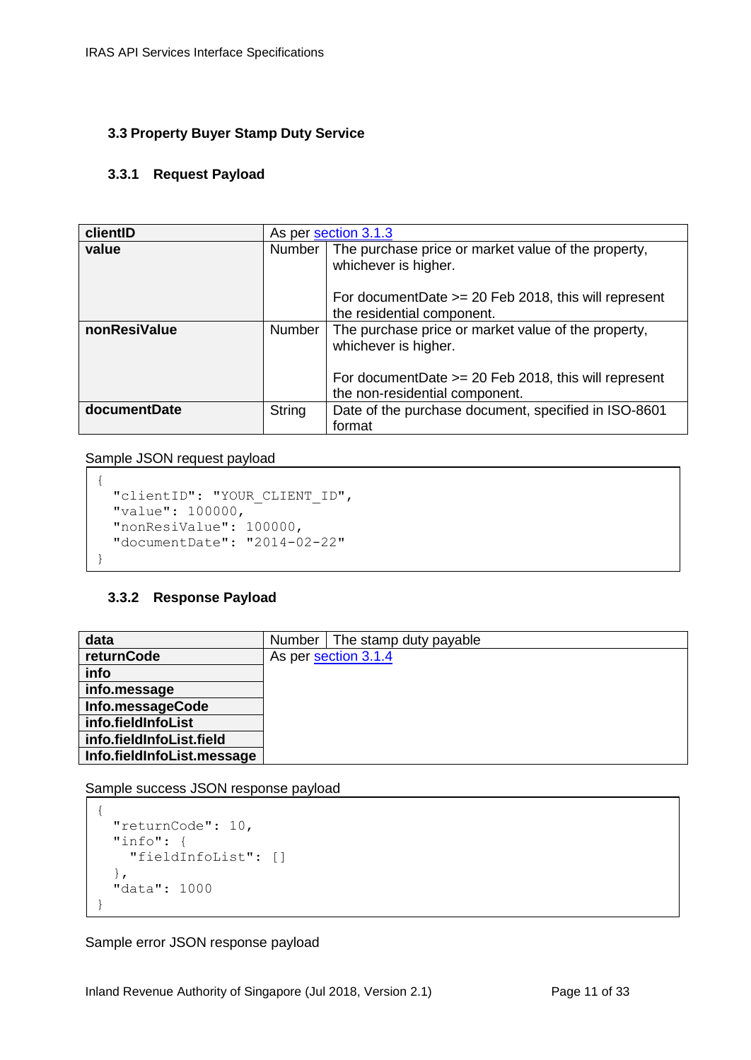### 3.3 Property Buyer Stamp Duty Service

#### 3.3.1 Request Payload

| | | |
|---|---|---|
| **clientID** | As per section 3.1.3 | |
| **value** | Number | The purchase price or market value of the property, whichever is higher.<br><br>For documentDate >= 20 Feb 2018, this will represent the residential component. |
| **nonResiValue** | Number | The purchase price or market value of the property, whichever is higher.<br><br>For documentDate >= 20 Feb 2018, this will represent the non-residential component. |
| **documentDate** | String | Date of the purchase document, specified in ISO-8601 format |

Sample JSON request payload

```
{
  "clientID": "YOUR_CLIENT_ID",
  "value": 100000,
  "nonResiValue": 100000,
  "documentDate": "2014-02-22"
}
```

#### 3.3.2 Response Payload

| | | |
|---|---|---|
| **data** | Number | The stamp duty payable |
| **returnCode** | As per section 3.1.4 | |
| **info** | | |
| **info.message** | | |
| **Info.messageCode** | | |
| **info.fieldInfoList** | | |
| **info.fieldInfoList.field** | | |
| **Info.fieldInfoList.message** | | |

Sample success JSON response payload

```
{
  "returnCode": 10,
  "info": {
    "fieldInfoList": []
  },
  "data": 1000
}
```

Sample error JSON response payload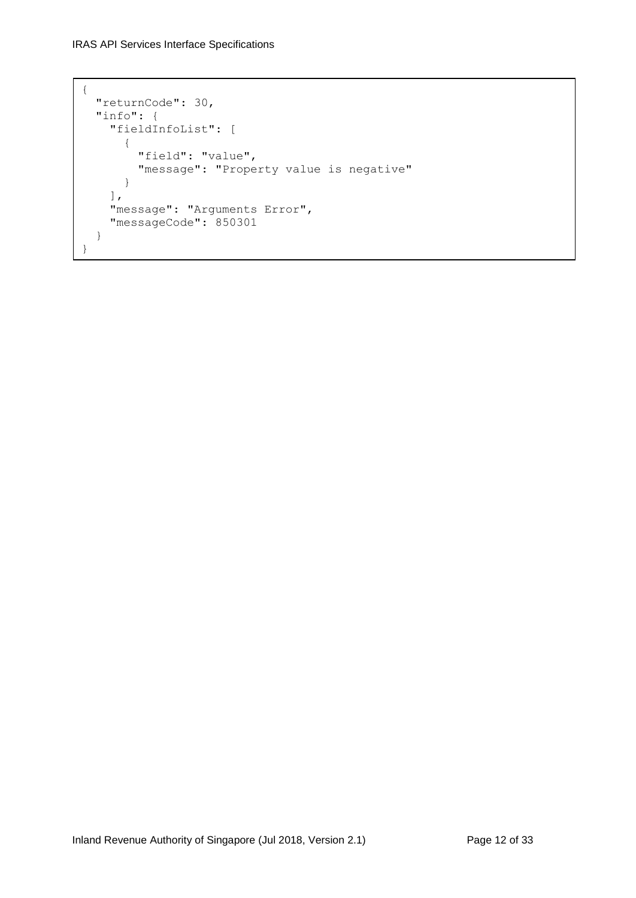```
{
  "returnCode": 30,
  "info": {
    "fieldInfoList": [
      {
        "field": "value",
        "message": "Property value is negative"
      }
    ],
    "message": "Arguments Error",
    "messageCode": 850301
  }
}
```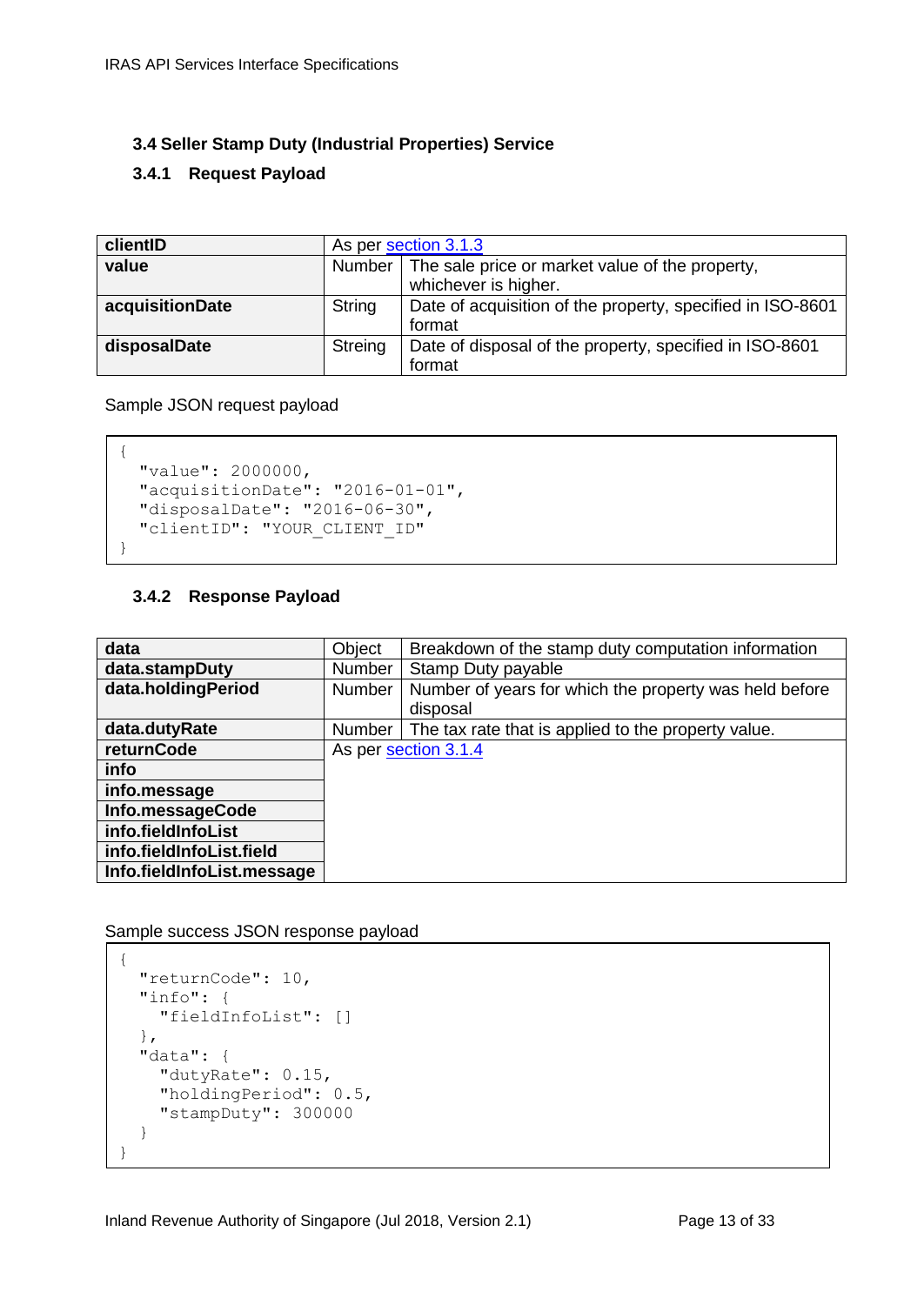### 3.4 Seller Stamp Duty (Industrial Properties) Service

#### 3.4.1 Request Payload

| **clientID** | As per section 3.1.3 | |
|---|---|---|
| **value** | Number | The sale price or market value of the property, whichever is higher. |
| **acquisitionDate** | String | Date of acquisition of the property, specified in ISO-8601 format |
| **disposalDate** | Streing | Date of disposal of the property, specified in ISO-8601 format |

Sample JSON request payload

```
{
  "value": 2000000,
  "acquisitionDate": "2016-01-01",
  "disposalDate": "2016-06-30",
  "clientID": "YOUR_CLIENT_ID"
}
```

#### 3.4.2 Response Payload

| **data** | Object | Breakdown of the stamp duty computation information |
|---|---|---|
| **data.stampDuty** | Number | Stamp Duty payable |
| **data.holdingPeriod** | Number | Number of years for which the property was held before disposal |
| **data.dutyRate** | Number | The tax rate that is applied to the property value. |
| **returnCode** | As per section 3.1.4 | |
| **info** | | |
| **info.message** | | |
| **Info.messageCode** | | |
| **info.fieldInfoList** | | |
| **info.fieldInfoList.field** | | |
| **Info.fieldInfoList.message** | | |

Sample success JSON response payload

```
{
  "returnCode": 10,
  "info": {
    "fieldInfoList": []
  },
  "data": {
    "dutyRate": 0.15,
    "holdingPeriod": 0.5,
    "stampDuty": 300000
  }
}
```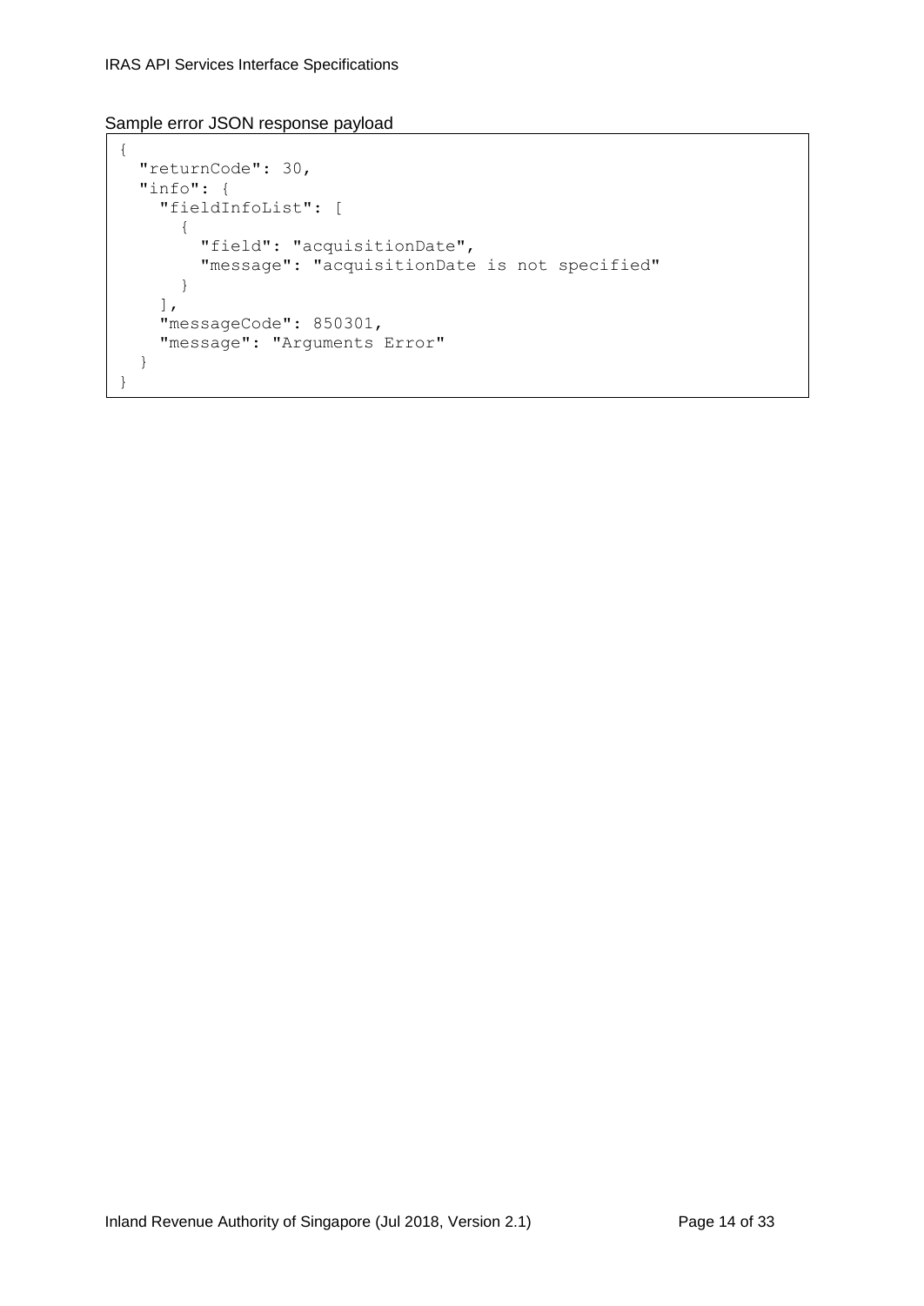Sample error JSON response payload

```
{
  "returnCode": 30,
  "info": {
    "fieldInfoList": [
      {
        "field": "acquisitionDate",
        "message": "acquisitionDate is not specified"
      }
    ],
    "messageCode": 850301,
    "message": "Arguments Error"
  }
}
```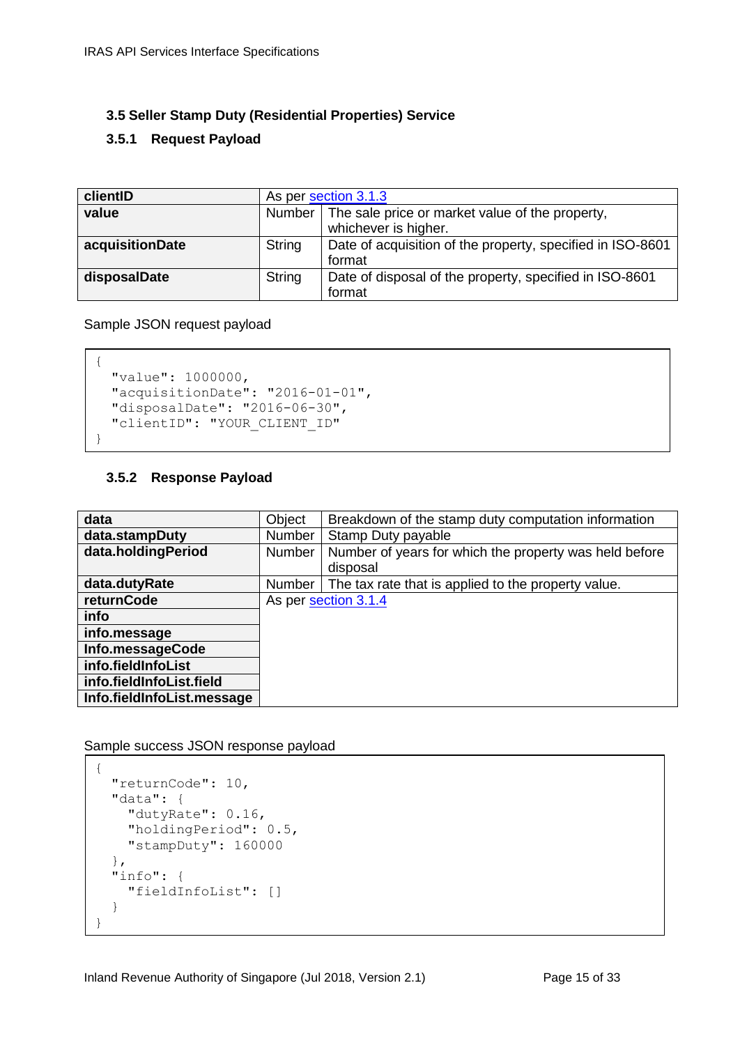### 3.5 Seller Stamp Duty (Residential Properties) Service

#### 3.5.1 Request Payload

| | | |
|---|---|---|
| **clientID** | As per section 3.1.3 | |
| **value** | Number | The sale price or market value of the property, whichever is higher. |
| **acquisitionDate** | String | Date of acquisition of the property, specified in ISO-8601 format |
| **disposalDate** | String | Date of disposal of the property, specified in ISO-8601 format |

Sample JSON request payload

```
{
  "value": 1000000,
  "acquisitionDate": "2016-01-01",
  "disposalDate": "2016-06-30",
  "clientID": "YOUR_CLIENT_ID"
}
```

#### 3.5.2 Response Payload

| | | |
|---|---|---|
| **data** | Object | Breakdown of the stamp duty computation information |
| **data.stampDuty** | Number | Stamp Duty payable |
| **data.holdingPeriod** | Number | Number of years for which the property was held before disposal |
| **data.dutyRate** | Number | The tax rate that is applied to the property value. |
| **returnCode** | As per section 3.1.4 | |
| **info** | | |
| **info.message** | | |
| **Info.messageCode** | | |
| **info.fieldInfoList** | | |
| **info.fieldInfoList.field** | | |
| **Info.fieldInfoList.message** | | |

Sample success JSON response payload

```
{
  "returnCode": 10,
  "data": {
    "dutyRate": 0.16,
    "holdingPeriod": 0.5,
    "stampDuty": 160000
  },
  "info": {
    "fieldInfoList": []
  }
}
```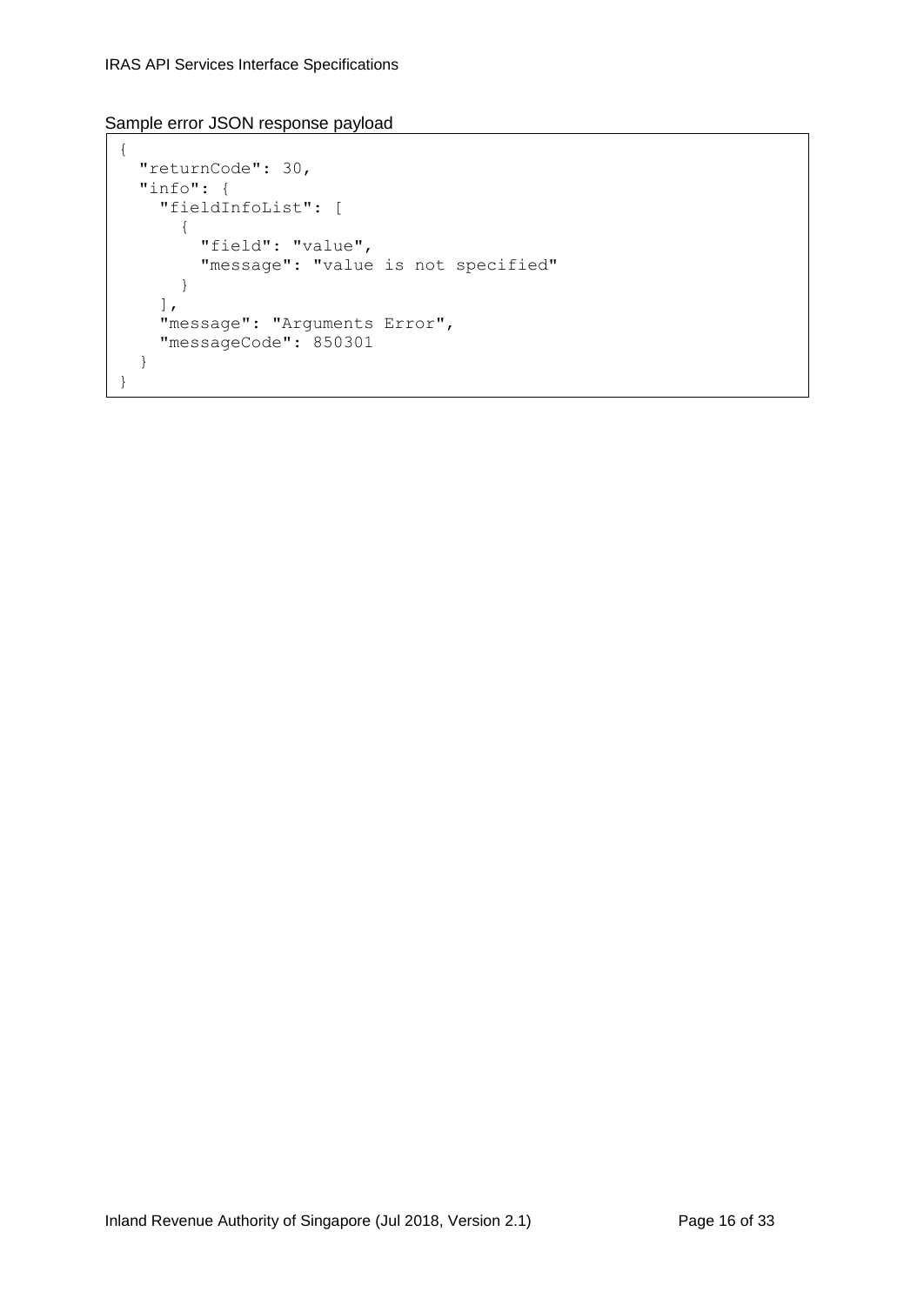Sample error JSON response payload

```
{
  "returnCode": 30,
  "info": {
    "fieldInfoList": [
      {
        "field": "value",
        "message": "value is not specified"
      }
    ],
    "message": "Arguments Error",
    "messageCode": 850301
  }
}
```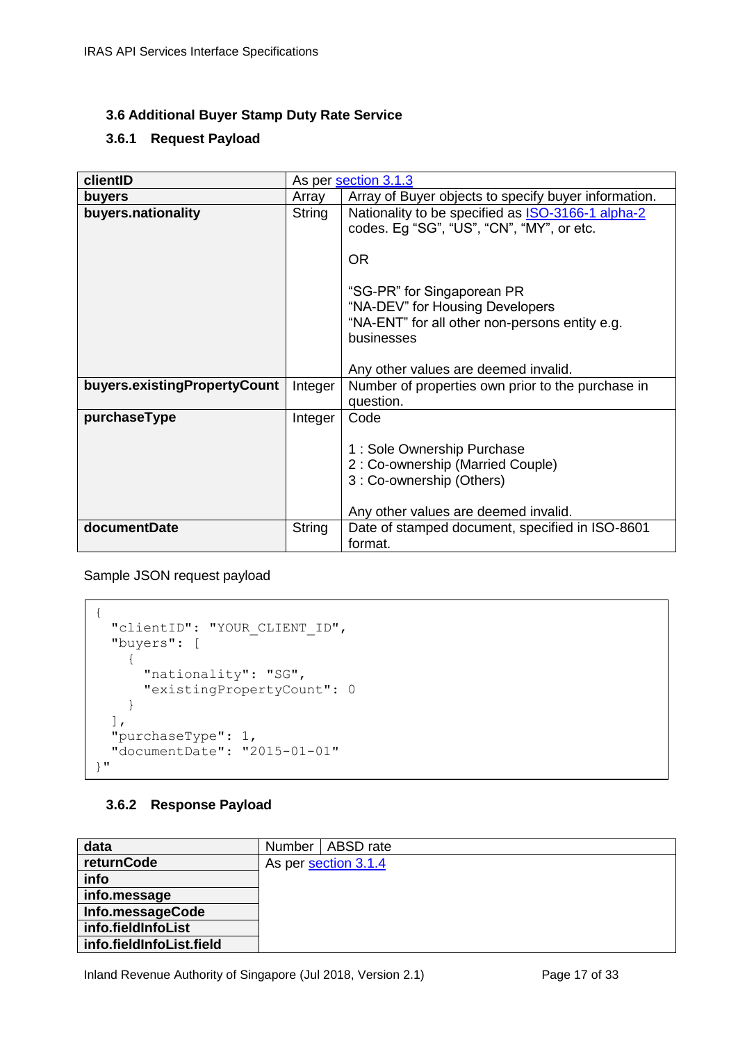### 3.6 Additional Buyer Stamp Duty Rate Service

#### 3.6.1 Request Payload

| clientID | As per section 3.1.3 | |
|---|---|---|
| **buyers** | Array | Array of Buyer objects to specify buyer information. |
| **buyers.nationality** | String | Nationality to be specified as ISO-3166-1 alpha-2 codes. Eg "SG", "US", "CN", "MY", or etc.<br><br>OR<br><br>"SG-PR" for Singaporean PR<br>"NA-DEV" for Housing Developers<br>"NA-ENT" for all other non-persons entity e.g. businesses<br><br>Any other values are deemed invalid. |
| **buyers.existingPropertyCount** | Integer | Number of properties own prior to the purchase in question. |
| **purchaseType** | Integer | Code<br><br>1 : Sole Ownership Purchase<br>2 : Co-ownership (Married Couple)<br>3 : Co-ownership (Others)<br><br>Any other values are deemed invalid. |
| **documentDate** | String | Date of stamped document, specified in ISO-8601 format. |

Sample JSON request payload

```
{
  "clientID": "YOUR_CLIENT_ID",
  "buyers": [
    {
      "nationality": "SG",
      "existingPropertyCount": 0
    }
  ],
  "purchaseType": 1,
  "documentDate": "2015-01-01"
}"
```

#### 3.6.2 Response Payload

| data | Number | ABSD rate |
|---|---|---|
| **returnCode** | As per section 3.1.4 | |
| **info** | | |
| **info.message** | | |
| **Info.messageCode** | | |
| **info.fieldInfoList** | | |
| **info.fieldInfoList.field** | | |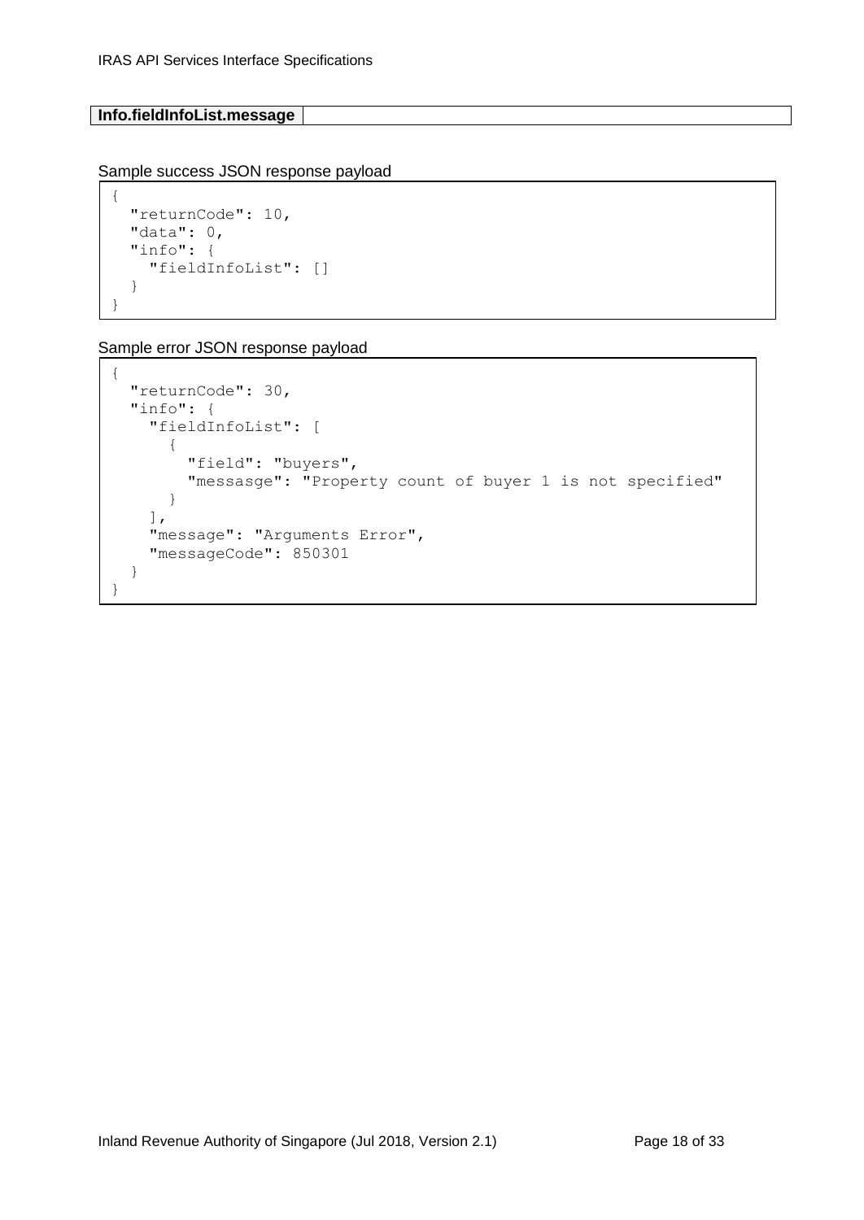| Info.fieldInfoList.message | |
|---|---|

Sample success JSON response payload

```
{
  "returnCode": 10,
  "data": 0,
  "info": {
    "fieldInfoList": []
  }
}
```

Sample error JSON response payload

```
{
  "returnCode": 30,
  "info": {
    "fieldInfoList": [
      {
        "field": "buyers",
        "messasge": "Property count of buyer 1 is not specified"
      }
    ],
    "message": "Arguments Error",
    "messageCode": 850301
  }
}
```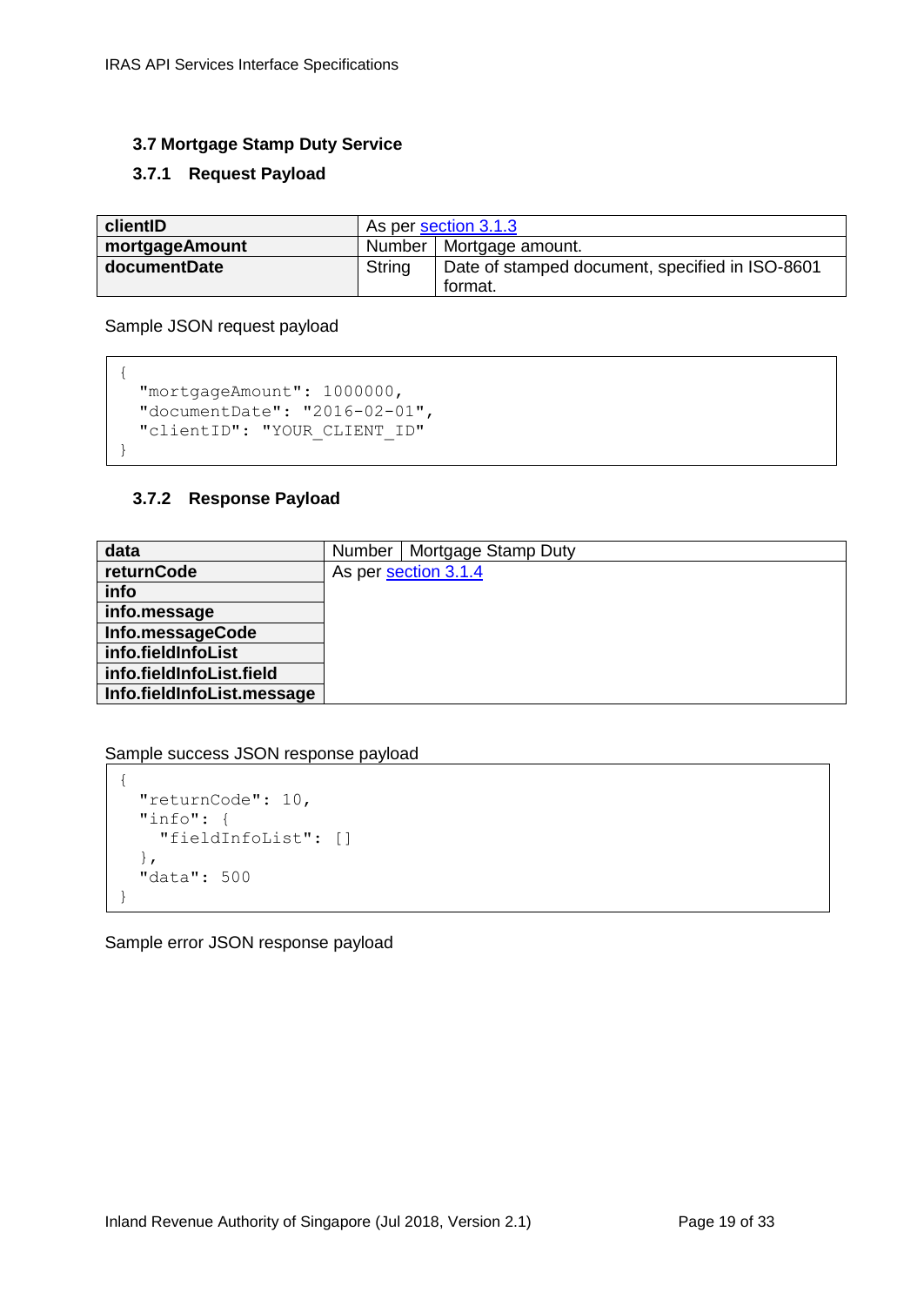### 3.7 Mortgage Stamp Duty Service

#### 3.7.1 Request Payload

| | | |
|---|---|---|
| **clientID** | As per section 3.1.3 | |
| **mortgageAmount** | Number | Mortgage amount. |
| **documentDate** | String | Date of stamped document, specified in ISO-8601 format. |

Sample JSON request payload

```
{
  "mortgageAmount": 1000000,
  "documentDate": "2016-02-01",
  "clientID": "YOUR_CLIENT_ID"
}
```

#### 3.7.2 Response Payload

| | | |
|---|---|---|
| **data** | Number | Mortgage Stamp Duty |
| **returnCode** | As per section 3.1.4 | |
| **info** | | |
| **info.message** | | |
| **Info.messageCode** | | |
| **info.fieldInfoList** | | |
| **info.fieldInfoList.field** | | |
| **Info.fieldInfoList.message** | | |

Sample success JSON response payload

```
{
  "returnCode": 10,
  "info": {
    "fieldInfoList": []
  },
  "data": 500
}
```

Sample error JSON response payload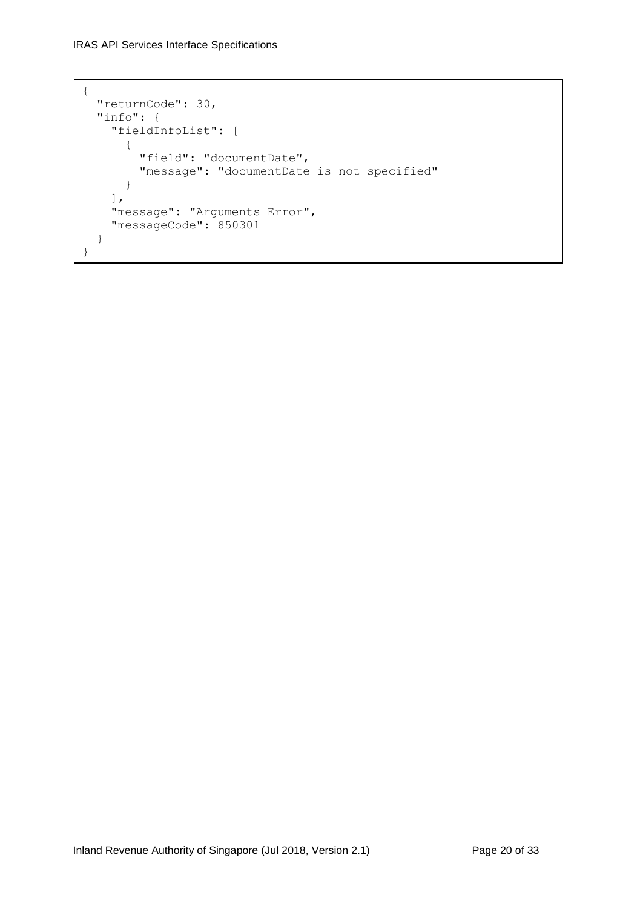```
{
  "returnCode": 30,
  "info": {
    "fieldInfoList": [
      {
        "field": "documentDate",
        "message": "documentDate is not specified"
      }
    ],
    "message": "Arguments Error",
    "messageCode": 850301
  }
}
```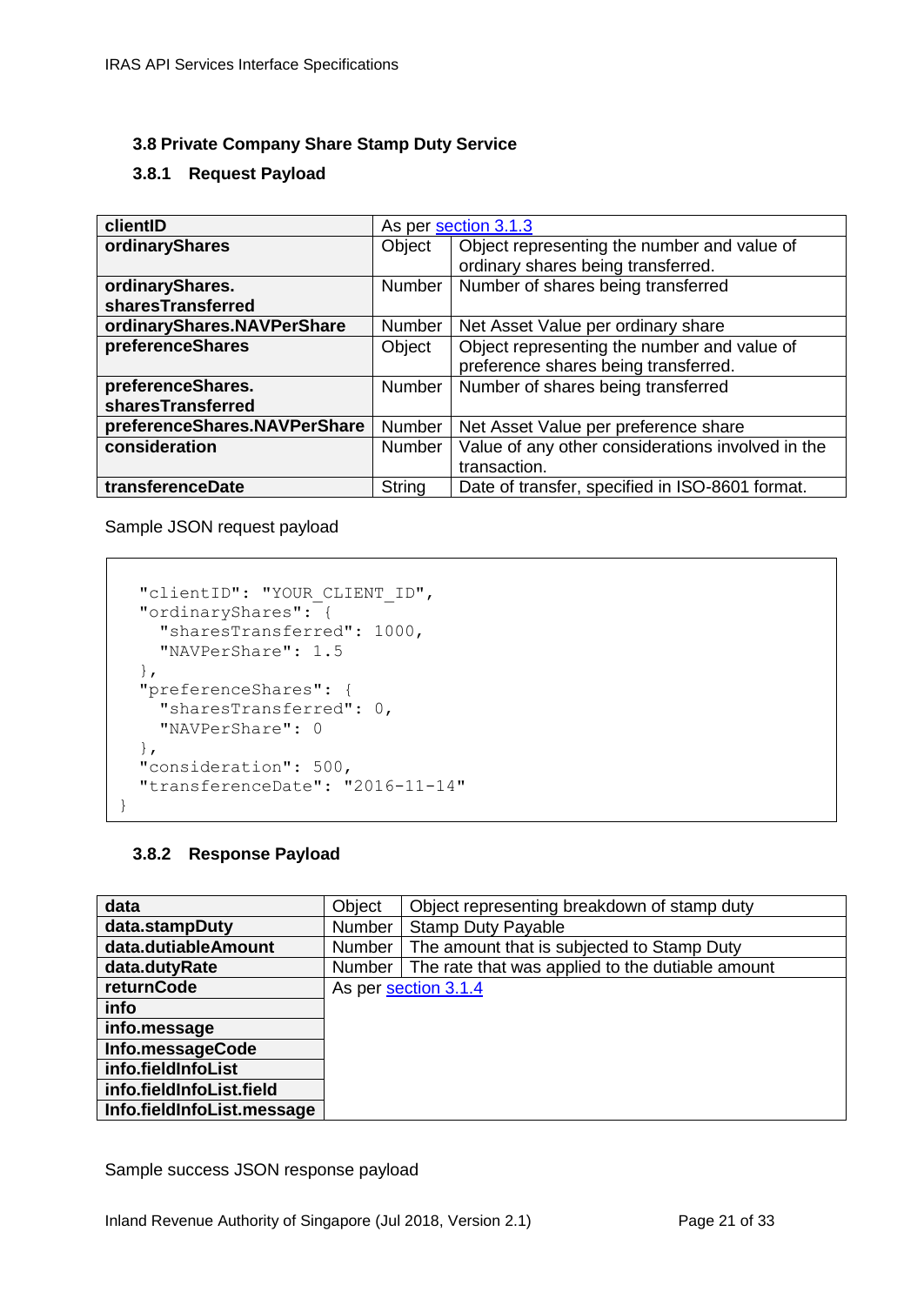### 3.8 Private Company Share Stamp Duty Service

#### 3.8.1 Request Payload

| clientID | As per section 3.1.3 | |
|---|---|---|
| **ordinaryShares** | Object | Object representing the number and value of ordinary shares being transferred. |
| **ordinaryShares. sharesTransferred** | Number | Number of shares being transferred |
| **ordinaryShares.NAVPerShare** | Number | Net Asset Value per ordinary share |
| **preferenceShares** | Object | Object representing the number and value of preference shares being transferred. |
| **preferenceShares. sharesTransferred** | Number | Number of shares being transferred |
| **preferenceShares.NAVPerShare** | Number | Net Asset Value per preference share |
| **consideration** | Number | Value of any other considerations involved in the transaction. |
| **transferenceDate** | String | Date of transfer, specified in ISO-8601 format. |

Sample JSON request payload

```
  "clientID": "YOUR_CLIENT_ID",
  "ordinaryShares": {
    "sharesTransferred": 1000,
    "NAVPerShare": 1.5
  },
  "preferenceShares": {
    "sharesTransferred": 0,
    "NAVPerShare": 0
  },
  "consideration": 500,
  "transferenceDate": "2016-11-14"
}
```

#### 3.8.2 Response Payload

| data | Object | Object representing breakdown of stamp duty |
|---|---|---|
| **data.stampDuty** | Number | Stamp Duty Payable |
| **data.dutiableAmount** | Number | The amount that is subjected to Stamp Duty |
| **data.dutyRate** | Number | The rate that was applied to the dutiable amount |
| **returnCode** | As per section 3.1.4 | |
| **info** | | |
| **info.message** | | |
| **Info.messageCode** | | |
| **info.fieldInfoList** | | |
| **info.fieldInfoList.field** | | |
| **Info.fieldInfoList.message** | | |

Sample success JSON response payload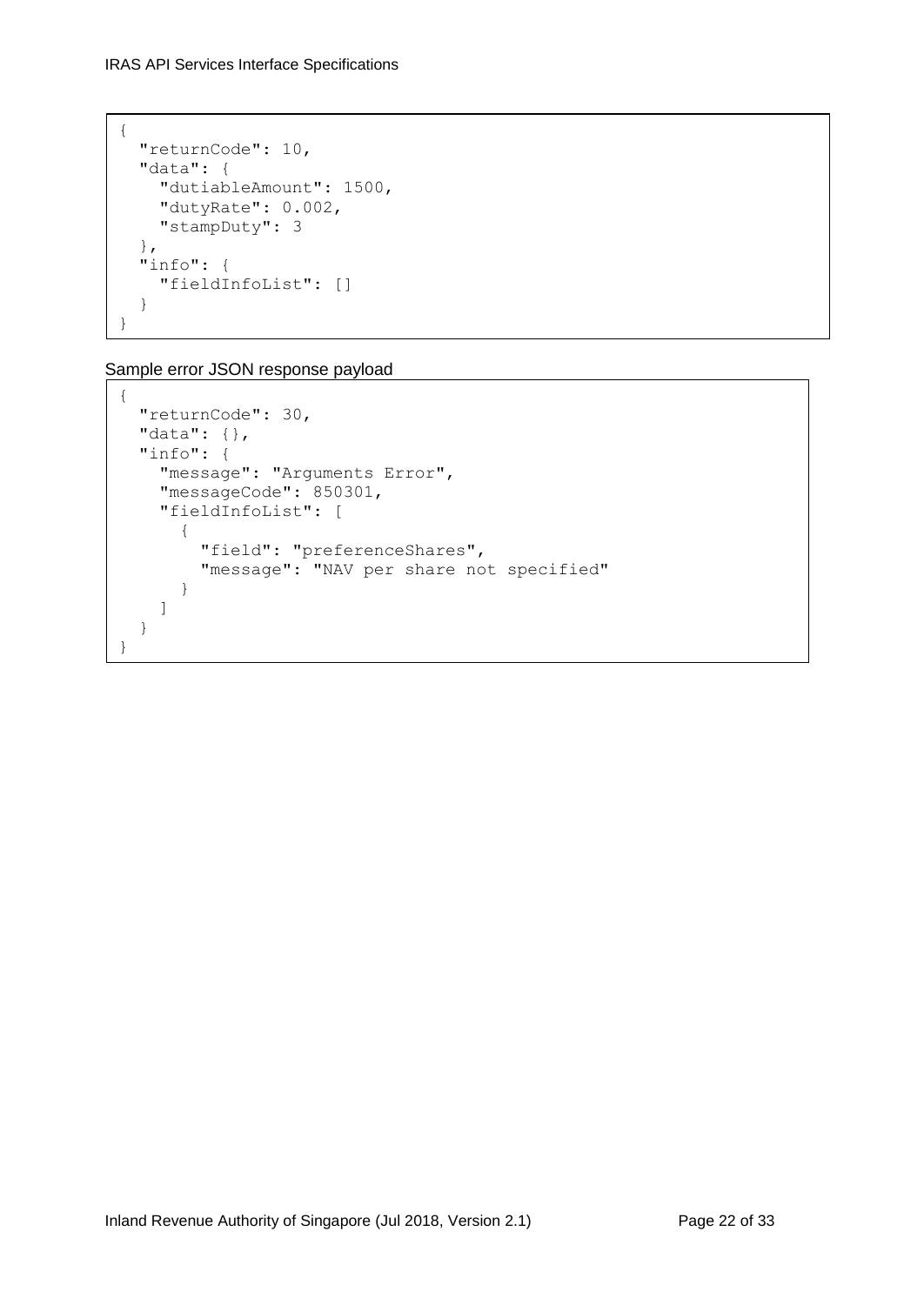```
{
  "returnCode": 10,
  "data": {
    "dutiableAmount": 1500,
    "dutyRate": 0.002,
    "stampDuty": 3
  },
  "info": {
    "fieldInfoList": []
  }
}
```

Sample error JSON response payload

```
{
  "returnCode": 30,
  "data": {},
  "info": {
    "message": "Arguments Error",
    "messageCode": 850301,
    "fieldInfoList": [
      {
        "field": "preferenceShares",
        "message": "NAV per share not specified"
      }
    ]
  }
}
```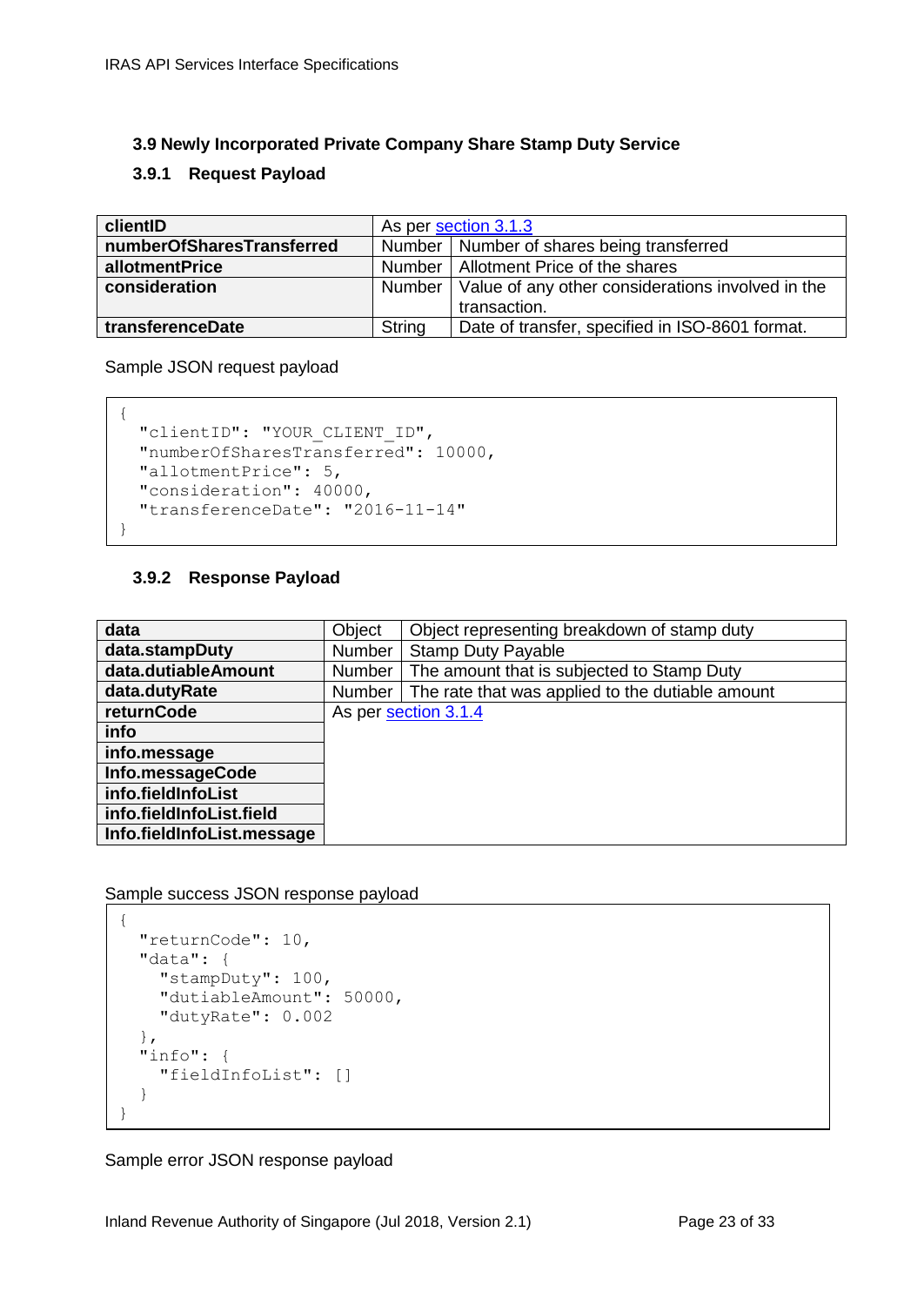### 3.9 Newly Incorporated Private Company Share Stamp Duty Service

#### 3.9.1 Request Payload

| **clientID** | As per section 3.1.3 | |
|---|---|---|
| **numberOfSharesTransferred** | Number | Number of shares being transferred |
| **allotmentPrice** | Number | Allotment Price of the shares |
| **consideration** | Number | Value of any other considerations involved in the transaction. |
| **transferenceDate** | String | Date of transfer, specified in ISO-8601 format. |

Sample JSON request payload

```
{
  "clientID": "YOUR_CLIENT_ID",
  "numberOfSharesTransferred": 10000,
  "allotmentPrice": 5,
  "consideration": 40000,
  "transferenceDate": "2016-11-14"
}
```

#### 3.9.2 Response Payload

| **data** | Object | Object representing breakdown of stamp duty |
|---|---|---|
| **data.stampDuty** | Number | Stamp Duty Payable |
| **data.dutiableAmount** | Number | The amount that is subjected to Stamp Duty |
| **data.dutyRate** | Number | The rate that was applied to the dutiable amount |
| **returnCode** | As per section 3.1.4 | |
| **info** | | |
| **info.message** | | |
| **Info.messageCode** | | |
| **info.fieldInfoList** | | |
| **info.fieldInfoList.field** | | |
| **Info.fieldInfoList.message** | | |

Sample success JSON response payload

```
{
  "returnCode": 10,
  "data": {
    "stampDuty": 100,
    "dutiableAmount": 50000,
    "dutyRate": 0.002
  },
  "info": {
    "fieldInfoList": []
  }
}
```

Sample error JSON response payload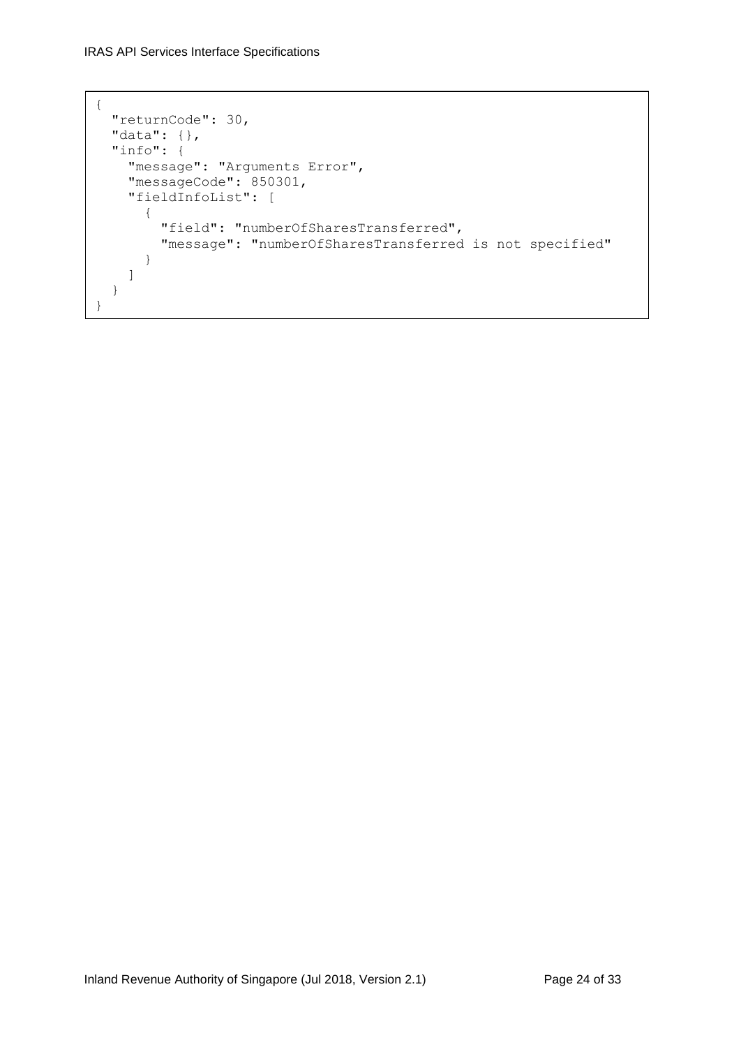```
{
  "returnCode": 30,
  "data": {},
  "info": {
    "message": "Arguments Error",
    "messageCode": 850301,
    "fieldInfoList": [
      {
        "field": "numberOfSharesTransferred",
        "message": "numberOfSharesTransferred is not specified"
      }
    ]
  }
}
```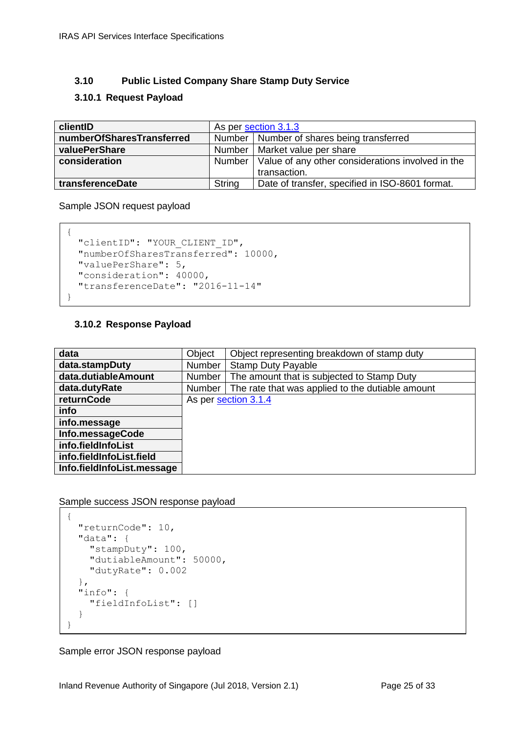### 3.10 Public Listed Company Share Stamp Duty Service

#### 3.10.1 Request Payload

| | | |
|---|---|---|
| **clientID** | As per section 3.1.3 | |
| **numberOfSharesTransferred** | Number | Number of shares being transferred |
| **valuePerShare** | Number | Market value per share |
| **consideration** | Number | Value of any other considerations involved in the transaction. |
| **transferenceDate** | String | Date of transfer, specified in ISO-8601 format. |

Sample JSON request payload

```
{
  "clientID": "YOUR_CLIENT_ID",
  "numberOfSharesTransferred": 10000,
  "valuePerShare": 5,
  "consideration": 40000,
  "transferenceDate": "2016-11-14"
}
```

#### 3.10.2 Response Payload

| | | |
|---|---|---|
| **data** | Object | Object representing breakdown of stamp duty |
| **data.stampDuty** | Number | Stamp Duty Payable |
| **data.dutiableAmount** | Number | The amount that is subjected to Stamp Duty |
| **data.dutyRate** | Number | The rate that was applied to the dutiable amount |
| **returnCode** | As per section 3.1.4 | |
| **info** | | |
| **info.message** | | |
| **Info.messageCode** | | |
| **info.fieldInfoList** | | |
| **info.fieldInfoList.field** | | |
| **Info.fieldInfoList.message** | | |

Sample success JSON response payload

```
{
  "returnCode": 10,
  "data": {
    "stampDuty": 100,
    "dutiableAmount": 50000,
    "dutyRate": 0.002
  },
  "info": {
    "fieldInfoList": []
  }
}
```

Sample error JSON response payload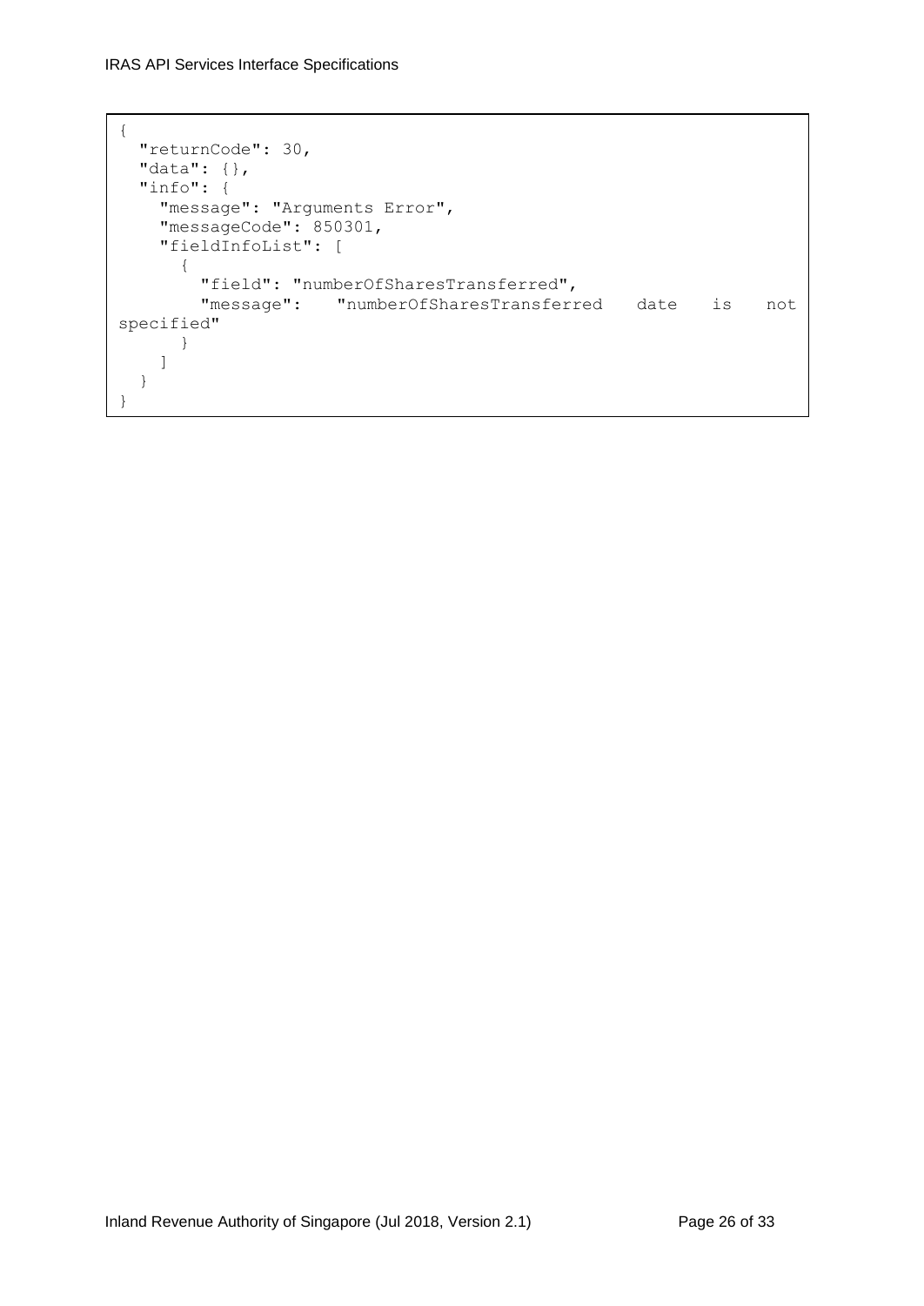```
{
  "returnCode": 30,
  "data": {},
  "info": {
    "message": "Arguments Error",
    "messageCode": 850301,
    "fieldInfoList": [
      {
        "field": "numberOfSharesTransferred",
        "message": "numberOfSharesTransferred date is not specified"
      }
    ]
  }
}
```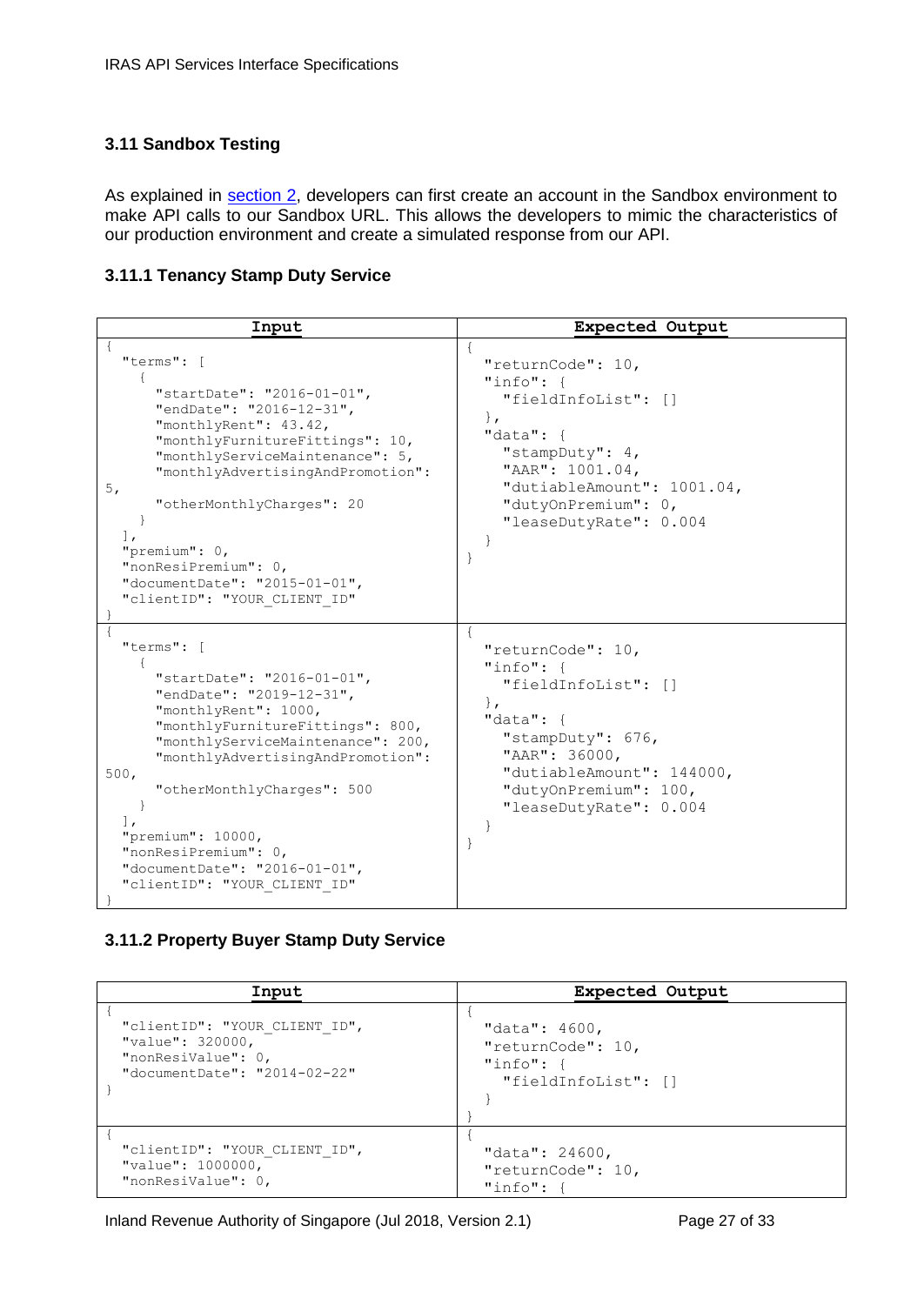### 3.11 Sandbox Testing

As explained in section 2, developers can first create an account in the Sandbox environment to make API calls to our Sandbox URL. This allows the developers to mimic the characteristics of our production environment and create a simulated response from our API.

#### 3.11.1 Tenancy Stamp Duty Service

| Input | Expected Output |
|---|---|
| `{ "terms": [ { "startDate": "2016-01-01", "endDate": "2016-12-31", "monthlyRent": 43.42, "monthlyFurnitureFittings": 10, "monthlyServiceMaintenance": 5, "monthlyAdvertisingAndPromotion": 5, "otherMonthlyCharges": 20 } ], "premium": 0, "nonResiPremium": 0, "documentDate": "2015-01-01", "clientID": "YOUR_CLIENT_ID" }` | `{ "returnCode": 10, "info": { "fieldInfoList": [] }, "data": { "stampDuty": 4, "AAR": 1001.04, "dutiableAmount": 1001.04, "dutyOnPremium": 0, "leaseDutyRate": 0.004 } }` |
| `{ "terms": [ { "startDate": "2016-01-01", "endDate": "2019-12-31", "monthlyRent": 1000, "monthlyFurnitureFittings": 800, "monthlyServiceMaintenance": 200, "monthlyAdvertisingAndPromotion": 500, "otherMonthlyCharges": 500 } ], "premium": 10000, "nonResiPremium": 0, "documentDate": "2016-01-01", "clientID": "YOUR_CLIENT_ID" }` | `{ "returnCode": 10, "info": { "fieldInfoList": [] }, "data": { "stampDuty": 676, "AAR": 36000, "dutiableAmount": 144000, "dutyOnPremium": 100, "leaseDutyRate": 0.004 } }` |

#### 3.11.2 Property Buyer Stamp Duty Service

| Input | Expected Output |
|---|---|
| `{ "clientID": "YOUR_CLIENT_ID", "value": 320000, "nonResiValue": 0, "documentDate": "2014-02-22" }` | `{ "data": 4600, "returnCode": 10, "info": { "fieldInfoList": [] } }` |
| `{ "clientID": "YOUR_CLIENT_ID", "value": 1000000, "nonResiValue": 0,` | `{ "data": 24600, "returnCode": 10, "info": {` |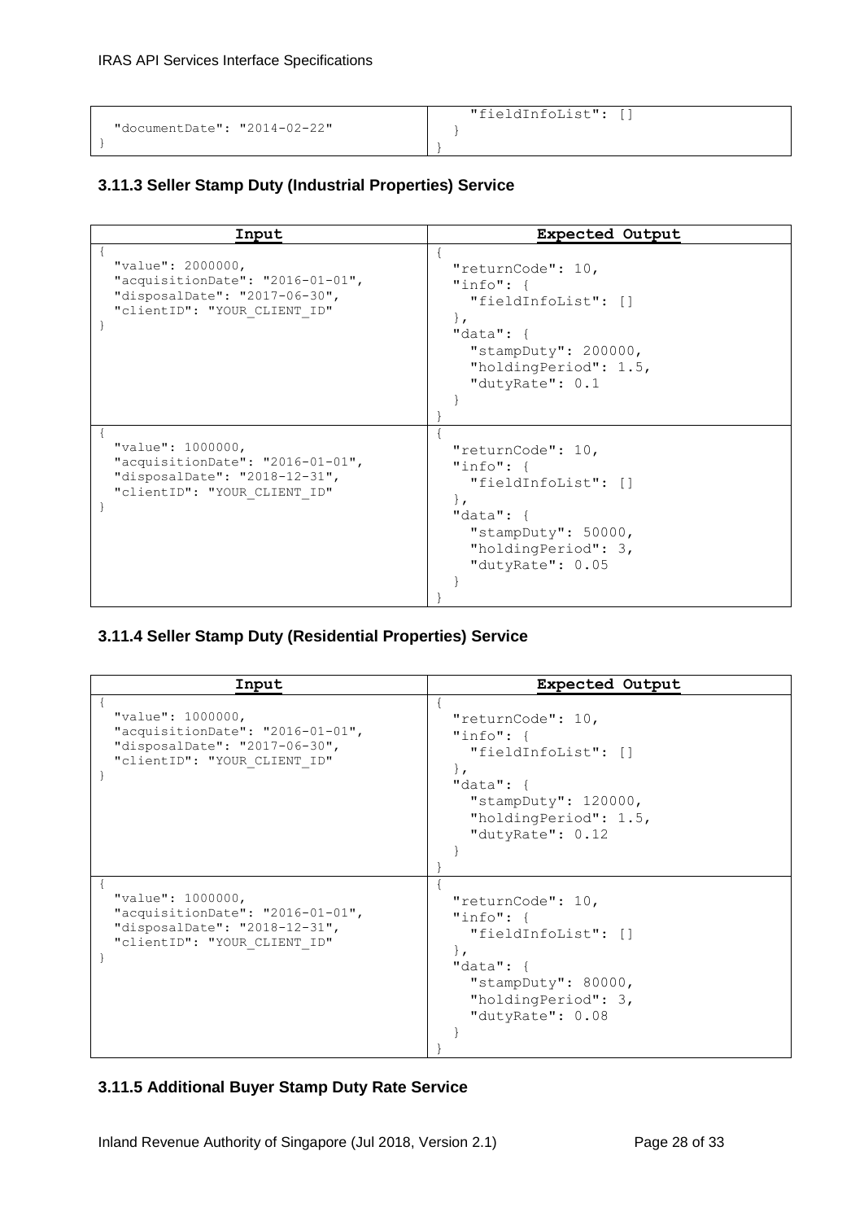| Input | Expected Output |
| --- | --- |
| ` "documentDate": "2014-02-22"`<br>`}` | ` "fieldInfoList": []`<br>` }`<br>`}` |

### 3.11.3 Seller Stamp Duty (Industrial Properties) Service

| Input | Expected Output |
| --- | --- |
| `{`<br>` "value": 2000000,`<br>` "acquisitionDate": "2016-01-01",`<br>` "disposalDate": "2017-06-30",`<br>` "clientID": "YOUR_CLIENT_ID"`<br>`}` | `{`<br>` "returnCode": 10,`<br>` "info": {`<br>` "fieldInfoList": []`<br>` },`<br>` "data": {`<br>` "stampDuty": 200000,`<br>` "holdingPeriod": 1.5,`<br>` "dutyRate": 0.1`<br>` }`<br>`}` |
| `{`<br>` "value": 1000000,`<br>` "acquisitionDate": "2016-01-01",`<br>` "disposalDate": "2018-12-31",`<br>` "clientID": "YOUR_CLIENT_ID"`<br>`}` | `{`<br>` "returnCode": 10,`<br>` "info": {`<br>` "fieldInfoList": []`<br>` },`<br>` "data": {`<br>` "stampDuty": 50000,`<br>` "holdingPeriod": 3,`<br>` "dutyRate": 0.05`<br>` }`<br>`}` |

### 3.11.4 Seller Stamp Duty (Residential Properties) Service

| Input | Expected Output |
| --- | --- |
| `{`<br>` "value": 1000000,`<br>` "acquisitionDate": "2016-01-01",`<br>` "disposalDate": "2017-06-30",`<br>` "clientID": "YOUR_CLIENT_ID"`<br>`}` | `{`<br>` "returnCode": 10,`<br>` "info": {`<br>` "fieldInfoList": []`<br>` },`<br>` "data": {`<br>` "stampDuty": 120000,`<br>` "holdingPeriod": 1.5,`<br>` "dutyRate": 0.12`<br>` }`<br>`}` |
| `{`<br>` "value": 1000000,`<br>` "acquisitionDate": "2016-01-01",`<br>` "disposalDate": "2018-12-31",`<br>` "clientID": "YOUR_CLIENT_ID"`<br>`}` | `{`<br>` "returnCode": 10,`<br>` "info": {`<br>` "fieldInfoList": []`<br>` },`<br>` "data": {`<br>` "stampDuty": 80000,`<br>` "holdingPeriod": 3,`<br>` "dutyRate": 0.08`<br>` }`<br>`}` |

### 3.11.5 Additional Buyer Stamp Duty Rate Service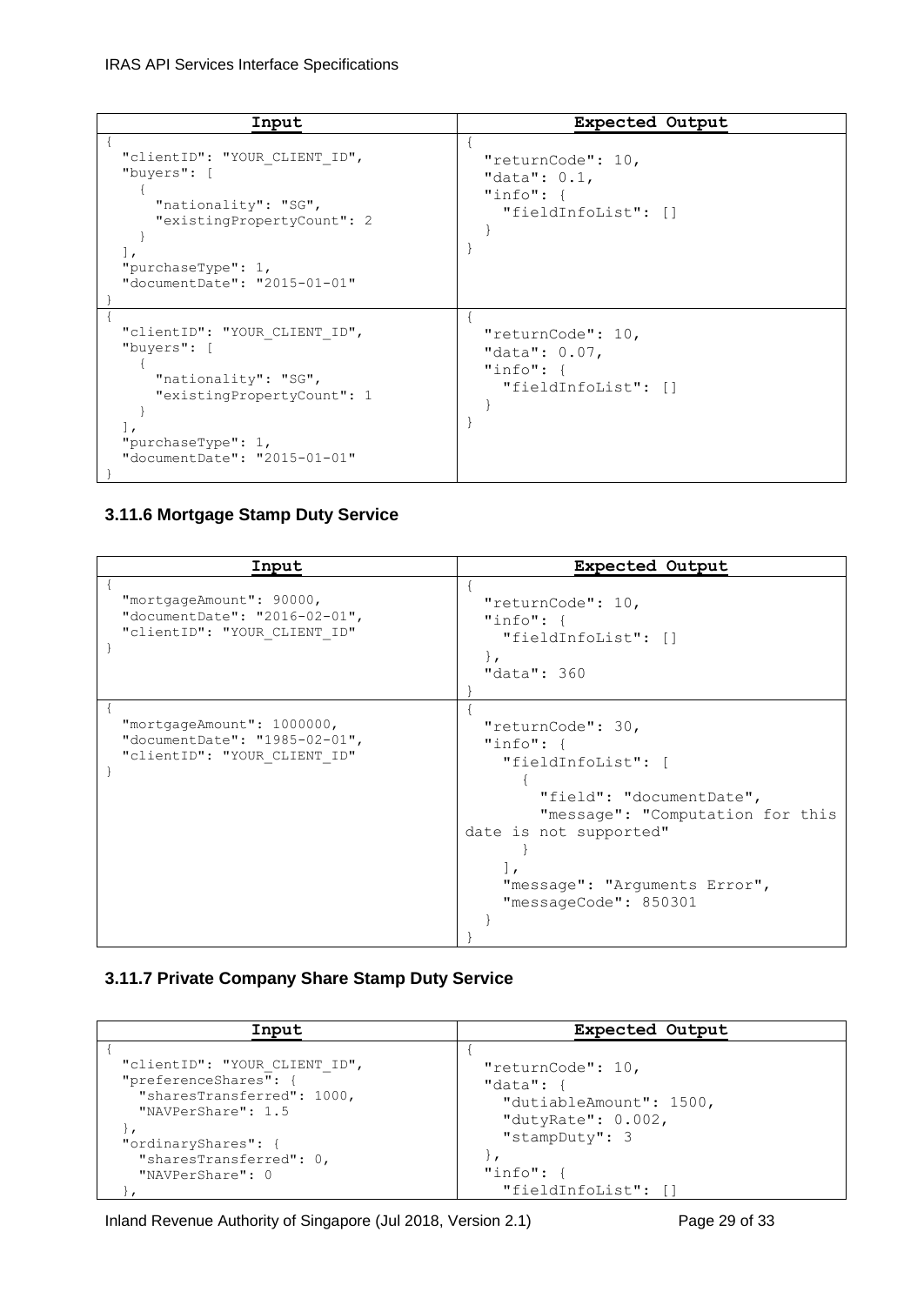| Input | Expected Output |
| --- | --- |
| { "clientID": "YOUR_CLIENT_ID", "buyers": [ { "nationality": "SG", "existingPropertyCount": 2 } ], "purchaseType": 1, "documentDate": "2015-01-01" } | { "returnCode": 10, "data": 0.1, "info": { "fieldInfoList": [] } } |
| { "clientID": "YOUR_CLIENT_ID", "buyers": [ { "nationality": "SG", "existingPropertyCount": 1 } ], "purchaseType": 1, "documentDate": "2015-01-01" } | { "returnCode": 10, "data": 0.07, "info": { "fieldInfoList": [] } } |

### 3.11.6 Mortgage Stamp Duty Service

| Input | Expected Output |
| --- | --- |
| { "mortgageAmount": 90000, "documentDate": "2016-02-01", "clientID": "YOUR_CLIENT_ID" } | { "returnCode": 10, "info": { "fieldInfoList": [] }, "data": 360 } |
| { "mortgageAmount": 1000000, "documentDate": "1985-02-01", "clientID": "YOUR_CLIENT_ID" } | { "returnCode": 30, "info": { "fieldInfoList": [ { "field": "documentDate", "message": "Computation for this date is not supported" } ], "message": "Arguments Error", "messageCode": 850301 } } |

### 3.11.7 Private Company Share Stamp Duty Service

| Input | Expected Output |
| --- | --- |
| { "clientID": "YOUR_CLIENT_ID", "preferenceShares": { "sharesTransferred": 1000, "NAVPerShare": 1.5 }, "ordinaryShares": { "sharesTransferred": 0, "NAVPerShare": 0 }, | { "returnCode": 10, "data": { "dutiableAmount": 1500, "dutyRate": 0.002, "stampDuty": 3 }, "info": { "fieldInfoList": [] |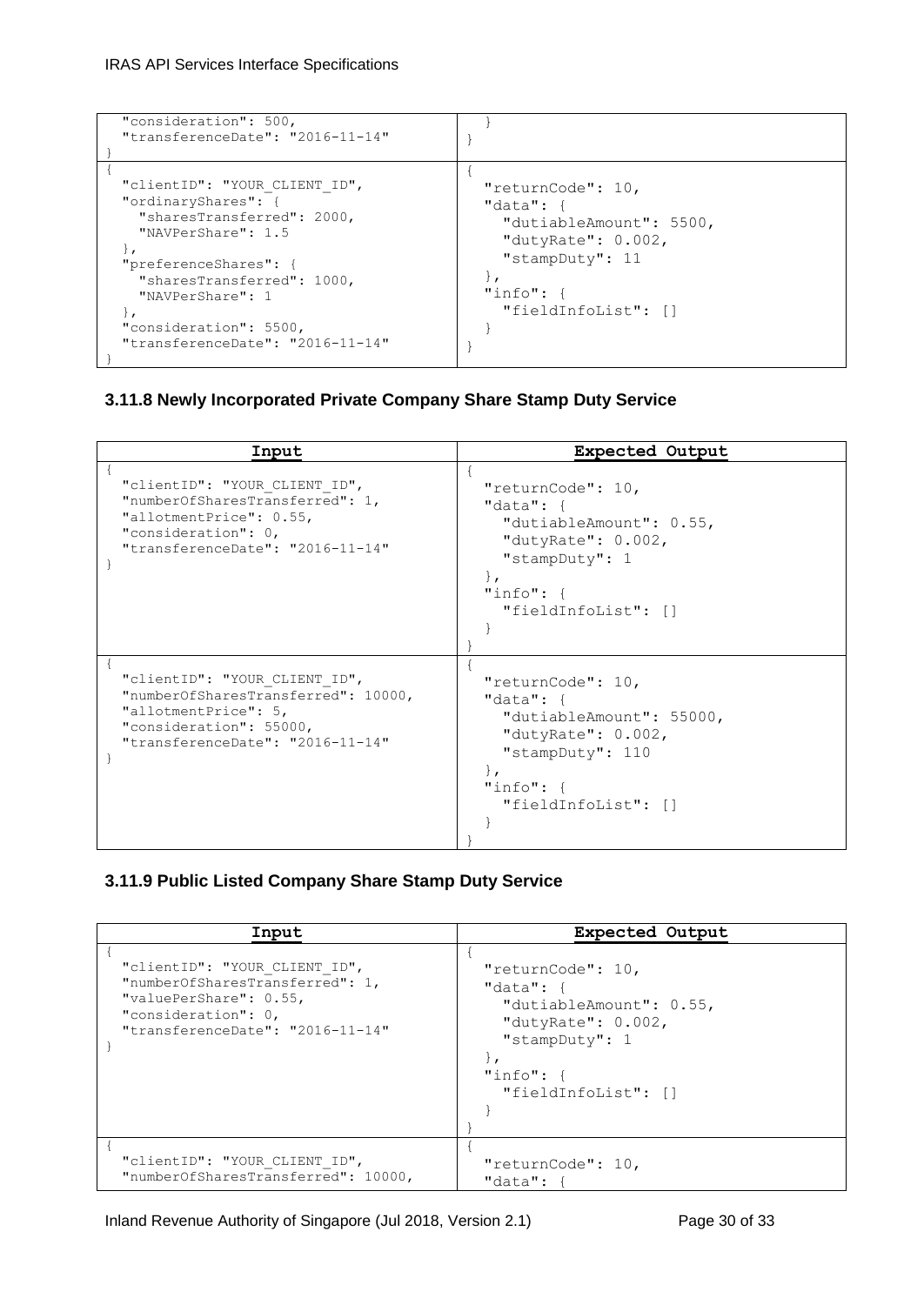| Input | Expected Output |
|---|---|
| `"consideration": 500,`<br>`"transferenceDate": "2016-11-14"`<br>`}` | `}`<br>`}` |
| `{`<br>`"clientID": "YOUR_CLIENT_ID",`<br>`"ordinaryShares": {`<br>`"sharesTransferred": 2000,`<br>`"NAVPerShare": 1.5`<br>`},`<br>`"preferenceShares": {`<br>`"sharesTransferred": 1000,`<br>`"NAVPerShare": 1`<br>`},`<br>`"consideration": 5500,`<br>`"transferenceDate": "2016-11-14"`<br>`}` | `{`<br>`"returnCode": 10,`<br>`"data": {`<br>`"dutiableAmount": 5500,`<br>`"dutyRate": 0.002,`<br>`"stampDuty": 11`<br>`},`<br>`"info": {`<br>`"fieldInfoList": []`<br>`}`<br>`}` |

### 3.11.8 Newly Incorporated Private Company Share Stamp Duty Service

| Input | Expected Output |
|---|---|
| `{`<br>`"clientID": "YOUR_CLIENT_ID",`<br>`"numberOfSharesTransferred": 1,`<br>`"allotmentPrice": 0.55,`<br>`"consideration": 0,`<br>`"transferenceDate": "2016-11-14"`<br>`}` | `{`<br>`"returnCode": 10,`<br>`"data": {`<br>`"dutiableAmount": 0.55,`<br>`"dutyRate": 0.002,`<br>`"stampDuty": 1`<br>`},`<br>`"info": {`<br>`"fieldInfoList": []`<br>`}`<br>`}` |
| `{`<br>`"clientID": "YOUR_CLIENT_ID",`<br>`"numberOfSharesTransferred": 10000,`<br>`"allotmentPrice": 5,`<br>`"consideration": 55000,`<br>`"transferenceDate": "2016-11-14"`<br>`}` | `{`<br>`"returnCode": 10,`<br>`"data": {`<br>`"dutiableAmount": 55000,`<br>`"dutyRate": 0.002,`<br>`"stampDuty": 110`<br>`},`<br>`"info": {`<br>`"fieldInfoList": []`<br>`}`<br>`}` |

### 3.11.9 Public Listed Company Share Stamp Duty Service

| Input | Expected Output |
|---|---|
| `{`<br>`"clientID": "YOUR_CLIENT_ID",`<br>`"numberOfSharesTransferred": 1,`<br>`"valuePerShare": 0.55,`<br>`"consideration": 0,`<br>`"transferenceDate": "2016-11-14"`<br>`}` | `{`<br>`"returnCode": 10,`<br>`"data": {`<br>`"dutiableAmount": 0.55,`<br>`"dutyRate": 0.002,`<br>`"stampDuty": 1`<br>`},`<br>`"info": {`<br>`"fieldInfoList": []`<br>`}`<br>`}` |
| `{`<br>`"clientID": "YOUR_CLIENT_ID",`<br>`"numberOfSharesTransferred": 10000,` | `{`<br>`"returnCode": 10,`<br>`"data": {` |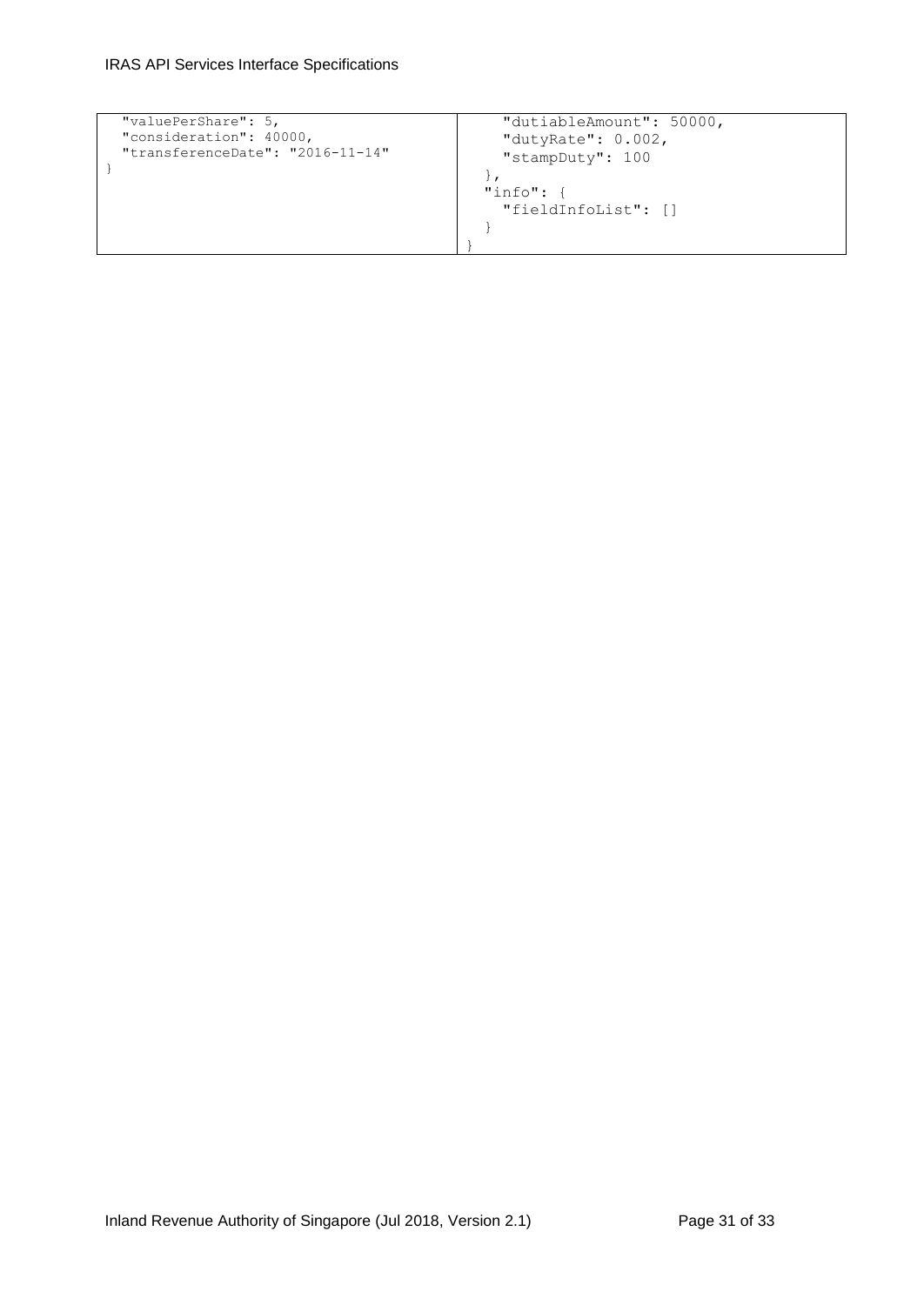| | |
|---|---|
| <pre>  "valuePerShare": 5,<br>  "consideration": 40000,<br>  "transferenceDate": "2016-11-14"<br>}</pre> | <pre>    "dutiableAmount": 50000,<br>    "dutyRate": 0.002,<br>    "stampDuty": 100<br>  },<br>  "info": {<br>    "fieldInfoList": []<br>  }<br>}</pre> |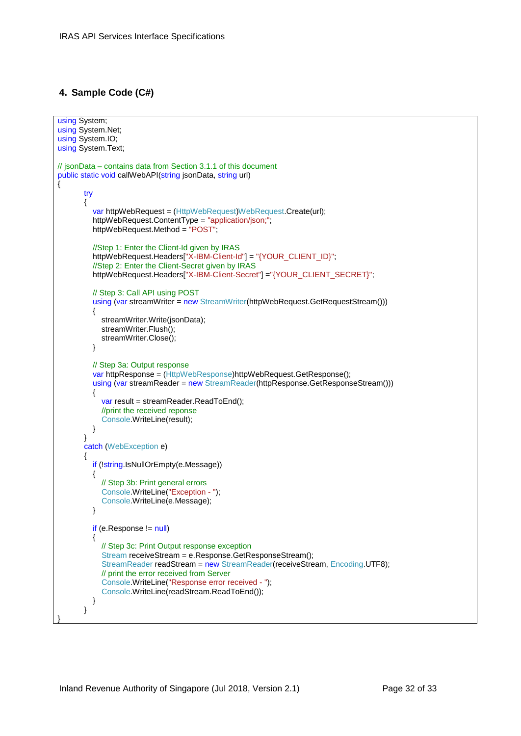## 4. Sample Code (C#)

```
using System;
using System.Net;
using System.IO;
using System.Text;

// jsonData – contains data from Section 3.1.1 of this document
public static void callWebAPI(string jsonData, string url)
{
        try
        {
            var httpWebRequest = (HttpWebRequest)WebRequest.Create(url);
            httpWebRequest.ContentType = "application/json;";
            httpWebRequest.Method = "POST";

            //Step 1: Enter the Client-Id given by IRAS
            httpWebRequest.Headers["X-IBM-Client-Id"] = "{YOUR_CLIENT_ID}";
            //Step 2: Enter the Client-Secret given by IRAS
            httpWebRequest.Headers["X-IBM-Client-Secret"] ="{YOUR_CLIENT_SECRET}";

            // Step 3: Call API using POST
            using (var streamWriter = new StreamWriter(httpWebRequest.GetRequestStream()))
            {
                streamWriter.Write(jsonData);
                streamWriter.Flush();
                streamWriter.Close();
            }

            // Step 3a: Output response
            var httpResponse = (HttpWebResponse)httpWebRequest.GetResponse();
            using (var streamReader = new StreamReader(httpResponse.GetResponseStream()))
            {
                var result = streamReader.ReadToEnd();
                //print the received reponse
                Console.WriteLine(result);
            }
        }
        catch (WebException e)
        {
            if (!string.IsNullOrEmpty(e.Message))
            {
                // Step 3b: Print general errors
                Console.WriteLine("Exception - ");
                Console.WriteLine(e.Message);
            }

            if (e.Response != null)
            {
                // Step 3c: Print Output response exception
                Stream receiveStream = e.Response.GetResponseStream();
                StreamReader readStream = new StreamReader(receiveStream, Encoding.UTF8);
                // print the error received from Server
                Console.WriteLine("Response error received - ");
                Console.WriteLine(readStream.ReadToEnd());
            }
        }
}
```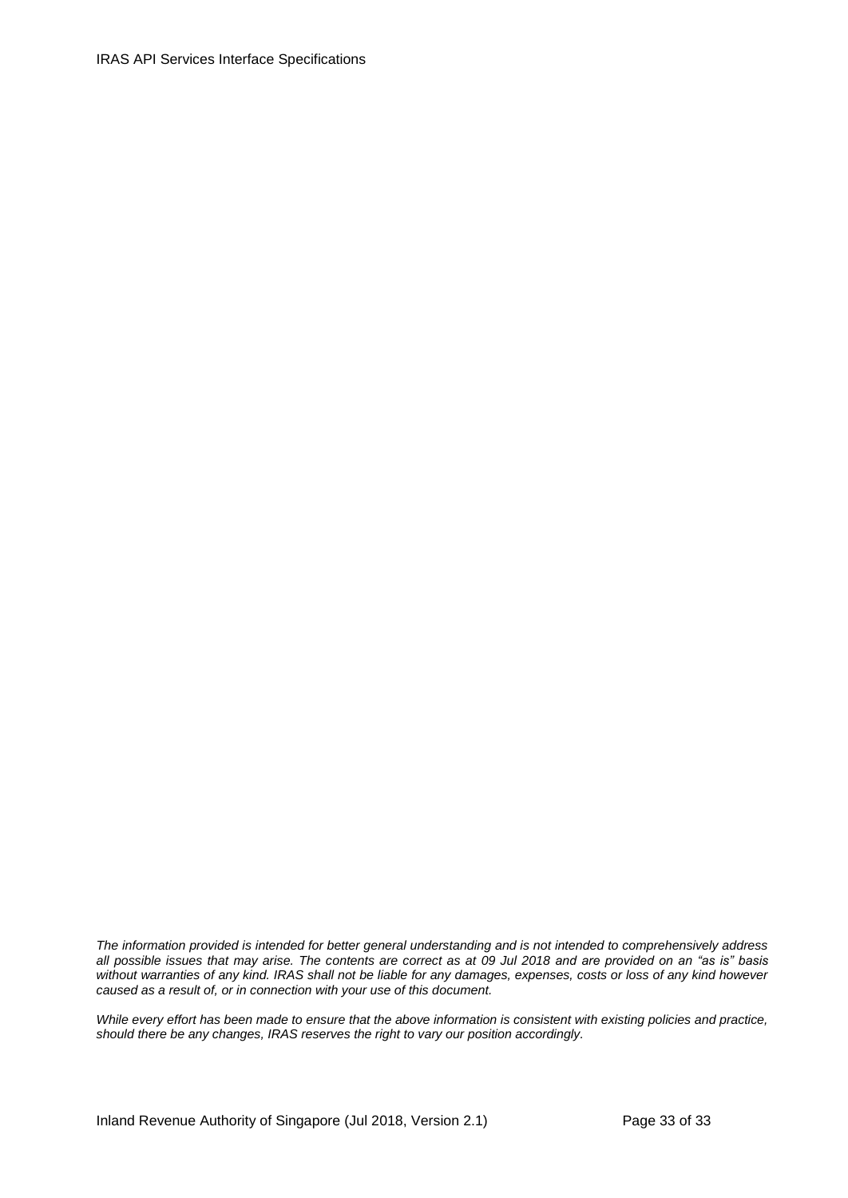*The information provided is intended for better general understanding and is not intended to comprehensively address all possible issues that may arise. The contents are correct as at 09 Jul 2018 and are provided on an "as is" basis without warranties of any kind. IRAS shall not be liable for any damages, expenses, costs or loss of any kind however caused as a result of, or in connection with your use of this document.*

*While every effort has been made to ensure that the above information is consistent with existing policies and practice, should there be any changes, IRAS reserves the right to vary our position accordingly.*